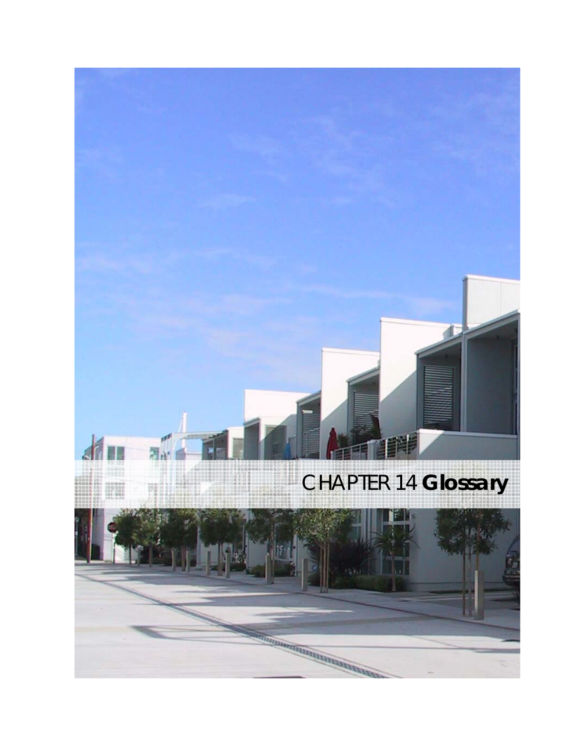# CHAPTER 14 **Glossary**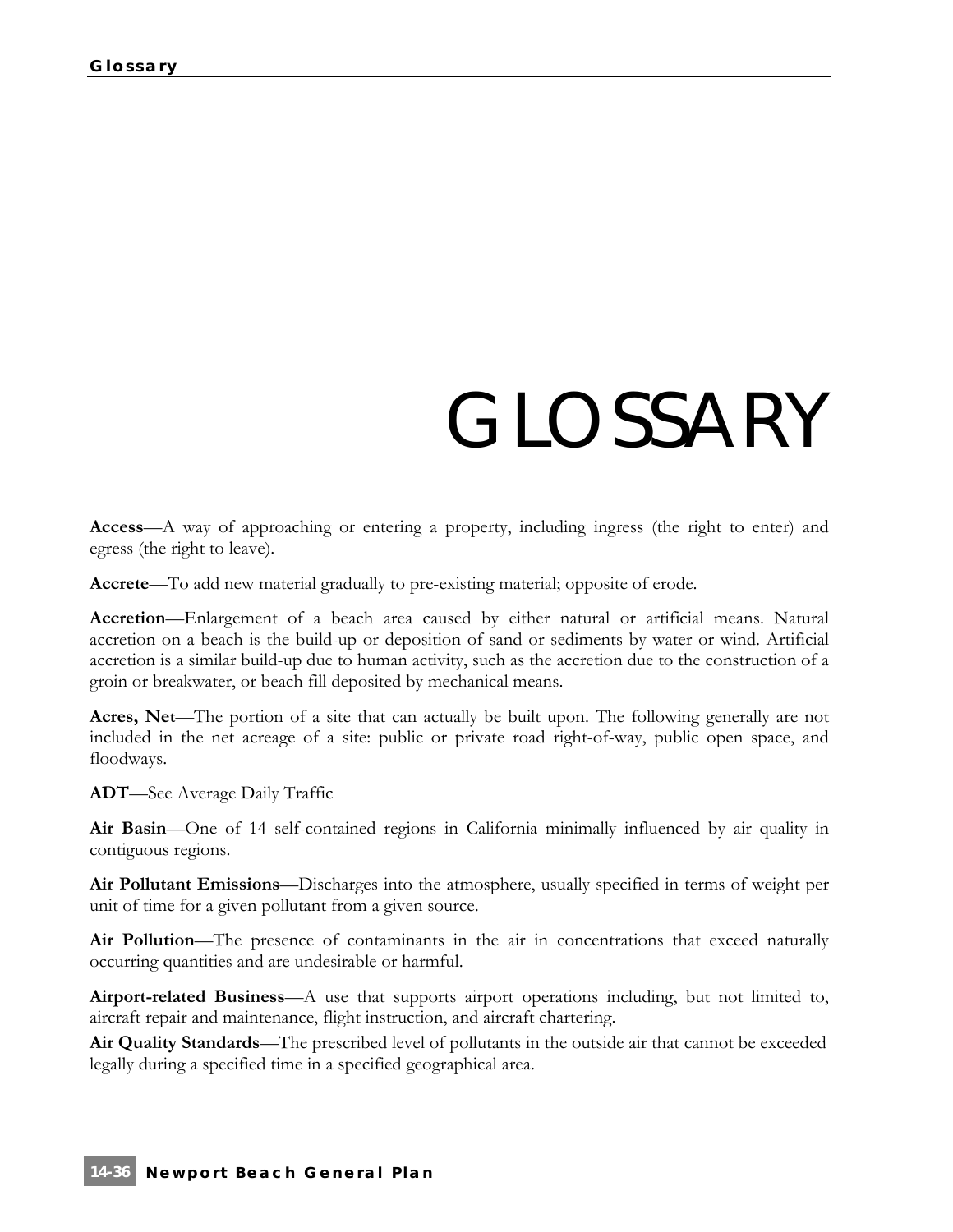# GLOSSARY

**Access**—A way of approaching or entering a property, including ingress (the right to enter) and egress (the right to leave).

**Accrete**—To add new material gradually to pre-existing material; opposite of erode.

**Accretion**—Enlargement of a beach area caused by either natural or artificial means. Natural accretion on a beach is the build-up or deposition of sand or sediments by water or wind. Artificial accretion is a similar build-up due to human activity, such as the accretion due to the construction of a groin or breakwater, or beach fill deposited by mechanical means.

**Acres, Net**—The portion of a site that can actually be built upon. The following generally are not included in the net acreage of a site: public or private road right-of-way, public open space, and floodways.

**ADT**—See Average Daily Traffic

**Air Basin**—One of 14 self-contained regions in California minimally influenced by air quality in contiguous regions.

**Air Pollutant Emissions**—Discharges into the atmosphere, usually specified in terms of weight per unit of time for a given pollutant from a given source.

**Air Pollution**—The presence of contaminants in the air in concentrations that exceed naturally occurring quantities and are undesirable or harmful.

**Airport-related Business**—A use that supports airport operations including, but not limited to, aircraft repair and maintenance, flight instruction, and aircraft chartering.

**Air Quality Standards**—The prescribed level of pollutants in the outside air that cannot be exceeded legally during a specified time in a specified geographical area.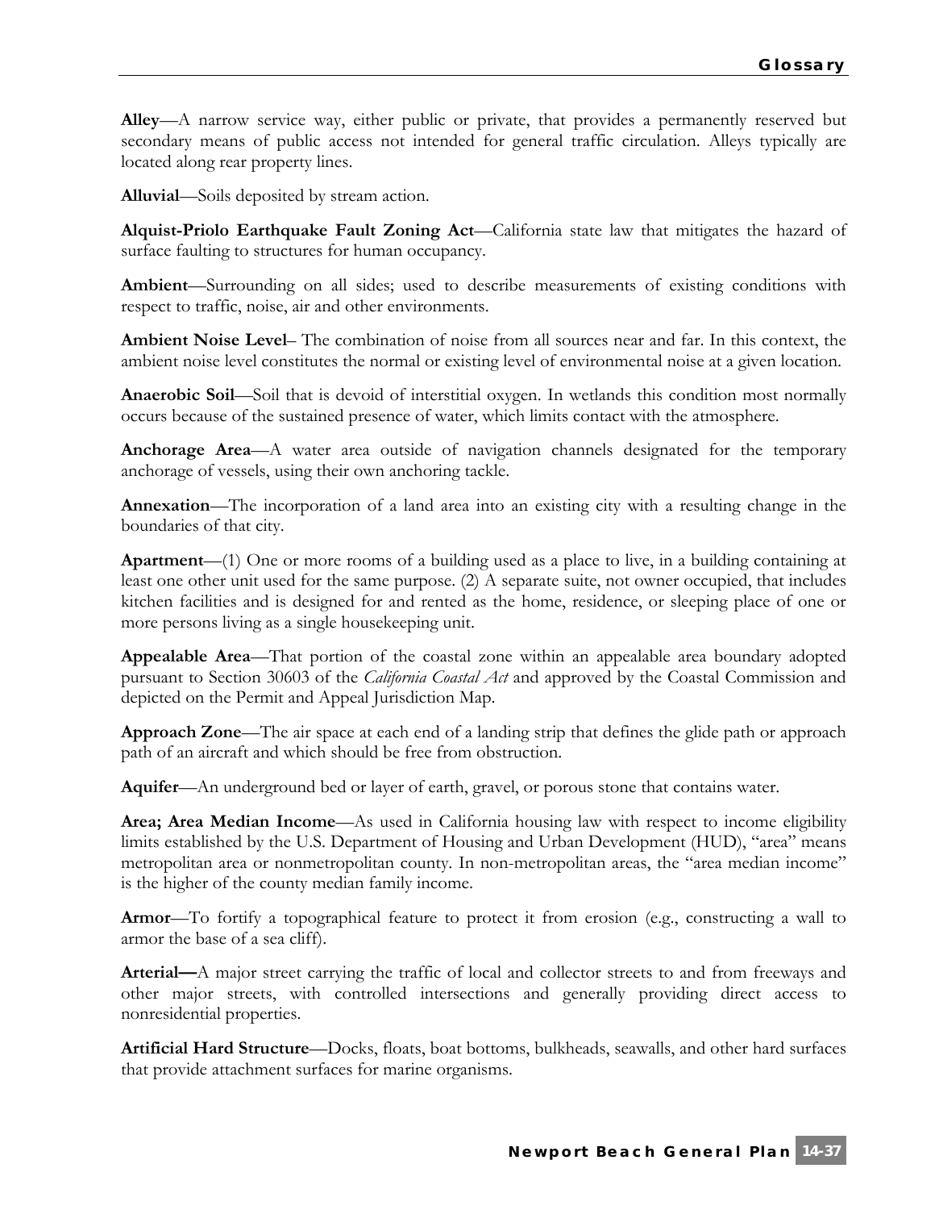**Alley**—A narrow service way, either public or private, that provides a permanently reserved but secondary means of public access not intended for general traffic circulation. Alleys typically are located along rear property lines.

**Alluvial**—Soils deposited by stream action.

**Alquist-Priolo Earthquake Fault Zoning Act**—California state law that mitigates the hazard of surface faulting to structures for human occupancy.

**Ambient**—Surrounding on all sides; used to describe measurements of existing conditions with respect to traffic, noise, air and other environments.

**Ambient Noise Level**– The combination of noise from all sources near and far. In this context, the ambient noise level constitutes the normal or existing level of environmental noise at a given location.

**Anaerobic Soil**—Soil that is devoid of interstitial oxygen. In wetlands this condition most normally occurs because of the sustained presence of water, which limits contact with the atmosphere.

**Anchorage Area**—A water area outside of navigation channels designated for the temporary anchorage of vessels, using their own anchoring tackle.

**Annexation**—The incorporation of a land area into an existing city with a resulting change in the boundaries of that city.

**Apartment**—(1) One or more rooms of a building used as a place to live, in a building containing at least one other unit used for the same purpose. (2) A separate suite, not owner occupied, that includes kitchen facilities and is designed for and rented as the home, residence, or sleeping place of one or more persons living as a single housekeeping unit.

**Appealable Area**—That portion of the coastal zone within an appealable area boundary adopted pursuant to Section 30603 of the *California Coastal Act* and approved by the Coastal Commission and depicted on the Permit and Appeal Jurisdiction Map.

**Approach Zone**—The air space at each end of a landing strip that defines the glide path or approach path of an aircraft and which should be free from obstruction.

**Aquifer**—An underground bed or layer of earth, gravel, or porous stone that contains water.

**Area; Area Median Income**—As used in California housing law with respect to income eligibility limits established by the U.S. Department of Housing and Urban Development (HUD), "area" means metropolitan area or nonmetropolitan county. In non-metropolitan areas, the "area median income" is the higher of the county median family income.

**Armor**—To fortify a topographical feature to protect it from erosion (e.g., constructing a wall to armor the base of a sea cliff).

**Arterial—**A major street carrying the traffic of local and collector streets to and from freeways and other major streets, with controlled intersections and generally providing direct access to nonresidential properties.

**Artificial Hard Structure**—Docks, floats, boat bottoms, bulkheads, seawalls, and other hard surfaces that provide attachment surfaces for marine organisms.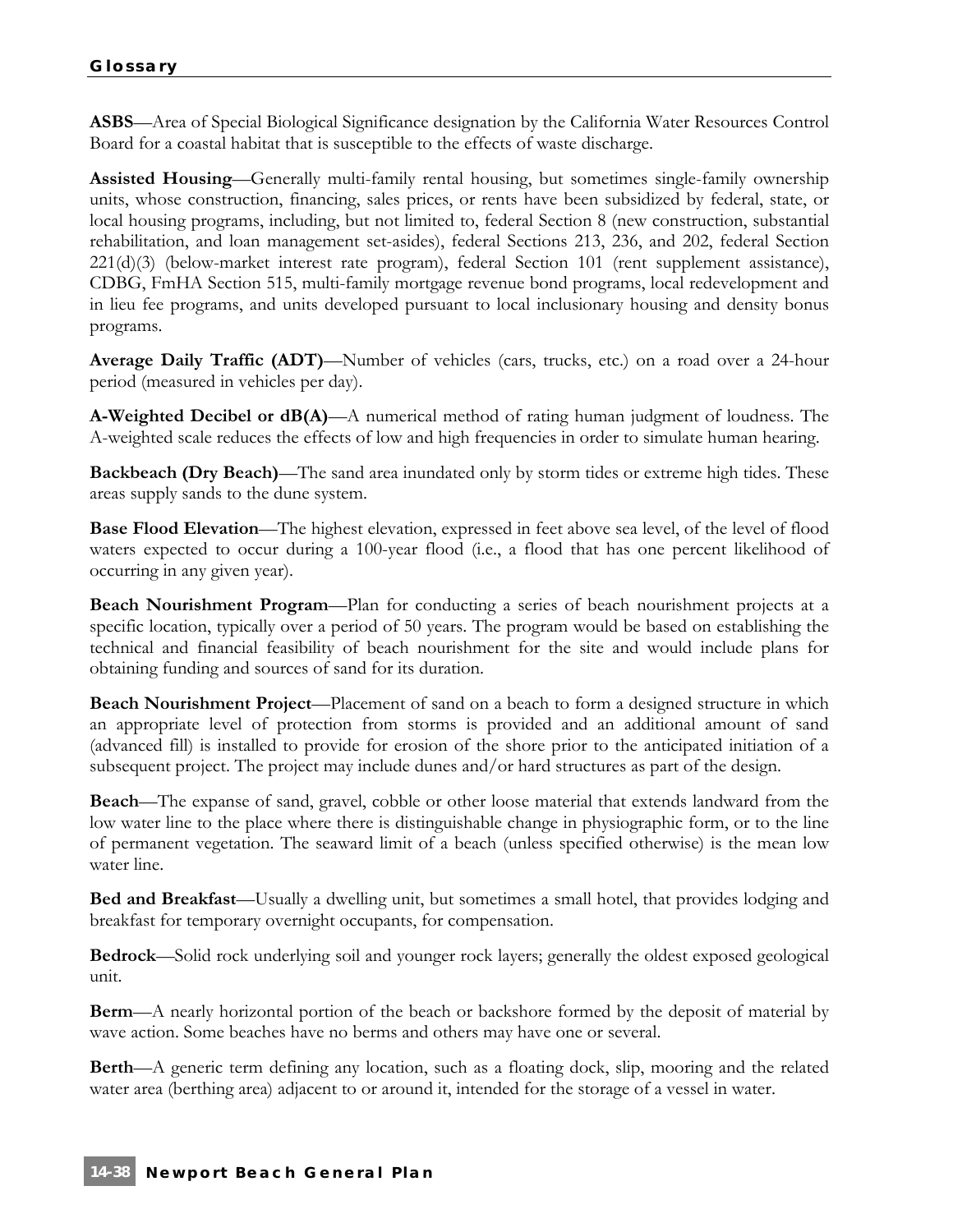**ASBS**—Area of Special Biological Significance designation by the California Water Resources Control Board for a coastal habitat that is susceptible to the effects of waste discharge.

**Assisted Housing**—Generally multi-family rental housing, but sometimes single-family ownership units, whose construction, financing, sales prices, or rents have been subsidized by federal, state, or local housing programs, including, but not limited to, federal Section 8 (new construction, substantial rehabilitation, and loan management set-asides), federal Sections 213, 236, and 202, federal Section 221(d)(3) (below-market interest rate program), federal Section 101 (rent supplement assistance), CDBG, FmHA Section 515, multi-family mortgage revenue bond programs, local redevelopment and in lieu fee programs, and units developed pursuant to local inclusionary housing and density bonus programs.

**Average Daily Traffic (ADT)**—Number of vehicles (cars, trucks, etc.) on a road over a 24-hour period (measured in vehicles per day).

**A-Weighted Decibel or dB(A)**—A numerical method of rating human judgment of loudness. The A-weighted scale reduces the effects of low and high frequencies in order to simulate human hearing.

**Backbeach (Dry Beach)**—The sand area inundated only by storm tides or extreme high tides. These areas supply sands to the dune system.

**Base Flood Elevation**—The highest elevation, expressed in feet above sea level, of the level of flood waters expected to occur during a 100-year flood (i.e., a flood that has one percent likelihood of occurring in any given year).

**Beach Nourishment Program**—Plan for conducting a series of beach nourishment projects at a specific location, typically over a period of 50 years. The program would be based on establishing the technical and financial feasibility of beach nourishment for the site and would include plans for obtaining funding and sources of sand for its duration.

**Beach Nourishment Project**—Placement of sand on a beach to form a designed structure in which an appropriate level of protection from storms is provided and an additional amount of sand (advanced fill) is installed to provide for erosion of the shore prior to the anticipated initiation of a subsequent project. The project may include dunes and/or hard structures as part of the design.

**Beach**—The expanse of sand, gravel, cobble or other loose material that extends landward from the low water line to the place where there is distinguishable change in physiographic form, or to the line of permanent vegetation. The seaward limit of a beach (unless specified otherwise) is the mean low water line.

**Bed and Breakfast**—Usually a dwelling unit, but sometimes a small hotel, that provides lodging and breakfast for temporary overnight occupants, for compensation.

**Bedrock**—Solid rock underlying soil and younger rock layers; generally the oldest exposed geological unit.

**Berm**—A nearly horizontal portion of the beach or backshore formed by the deposit of material by wave action. Some beaches have no berms and others may have one or several.

**Berth**—A generic term defining any location, such as a floating dock, slip, mooring and the related water area (berthing area) adjacent to or around it, intended for the storage of a vessel in water.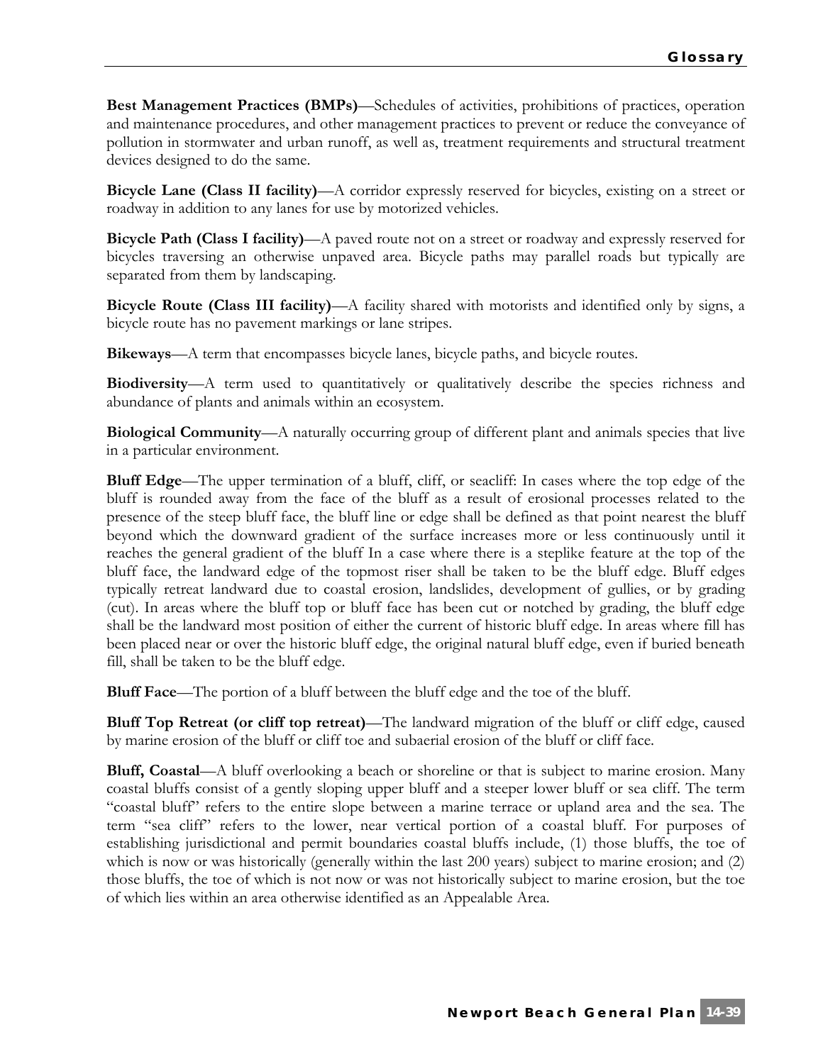**Best Management Practices (BMPs)**—Schedules of activities, prohibitions of practices, operation and maintenance procedures, and other management practices to prevent or reduce the conveyance of pollution in stormwater and urban runoff, as well as, treatment requirements and structural treatment devices designed to do the same.

**Bicycle Lane (Class II facility)**—A corridor expressly reserved for bicycles, existing on a street or roadway in addition to any lanes for use by motorized vehicles.

**Bicycle Path (Class I facility)**—A paved route not on a street or roadway and expressly reserved for bicycles traversing an otherwise unpaved area. Bicycle paths may parallel roads but typically are separated from them by landscaping.

**Bicycle Route (Class III facility)**—A facility shared with motorists and identified only by signs, a bicycle route has no pavement markings or lane stripes.

**Bikeways**—A term that encompasses bicycle lanes, bicycle paths, and bicycle routes.

**Biodiversity**—A term used to quantitatively or qualitatively describe the species richness and abundance of plants and animals within an ecosystem.

**Biological Community**—A naturally occurring group of different plant and animals species that live in a particular environment.

**Bluff Edge**—The upper termination of a bluff, cliff, or seacliff: In cases where the top edge of the bluff is rounded away from the face of the bluff as a result of erosional processes related to the presence of the steep bluff face, the bluff line or edge shall be defined as that point nearest the bluff beyond which the downward gradient of the surface increases more or less continuously until it reaches the general gradient of the bluff In a case where there is a steplike feature at the top of the bluff face, the landward edge of the topmost riser shall be taken to be the bluff edge. Bluff edges typically retreat landward due to coastal erosion, landslides, development of gullies, or by grading (cut). In areas where the bluff top or bluff face has been cut or notched by grading, the bluff edge shall be the landward most position of either the current of historic bluff edge. In areas where fill has been placed near or over the historic bluff edge, the original natural bluff edge, even if buried beneath fill, shall be taken to be the bluff edge.

**Bluff Face**—The portion of a bluff between the bluff edge and the toe of the bluff.

**Bluff Top Retreat (or cliff top retreat)**—The landward migration of the bluff or cliff edge, caused by marine erosion of the bluff or cliff toe and subaerial erosion of the bluff or cliff face.

**Bluff, Coastal**—A bluff overlooking a beach or shoreline or that is subject to marine erosion. Many coastal bluffs consist of a gently sloping upper bluff and a steeper lower bluff or sea cliff. The term "coastal bluff" refers to the entire slope between a marine terrace or upland area and the sea. The term "sea cliff" refers to the lower, near vertical portion of a coastal bluff. For purposes of establishing jurisdictional and permit boundaries coastal bluffs include, (1) those bluffs, the toe of which is now or was historically (generally within the last 200 years) subject to marine erosion; and (2) those bluffs, the toe of which is not now or was not historically subject to marine erosion, but the toe of which lies within an area otherwise identified as an Appealable Area.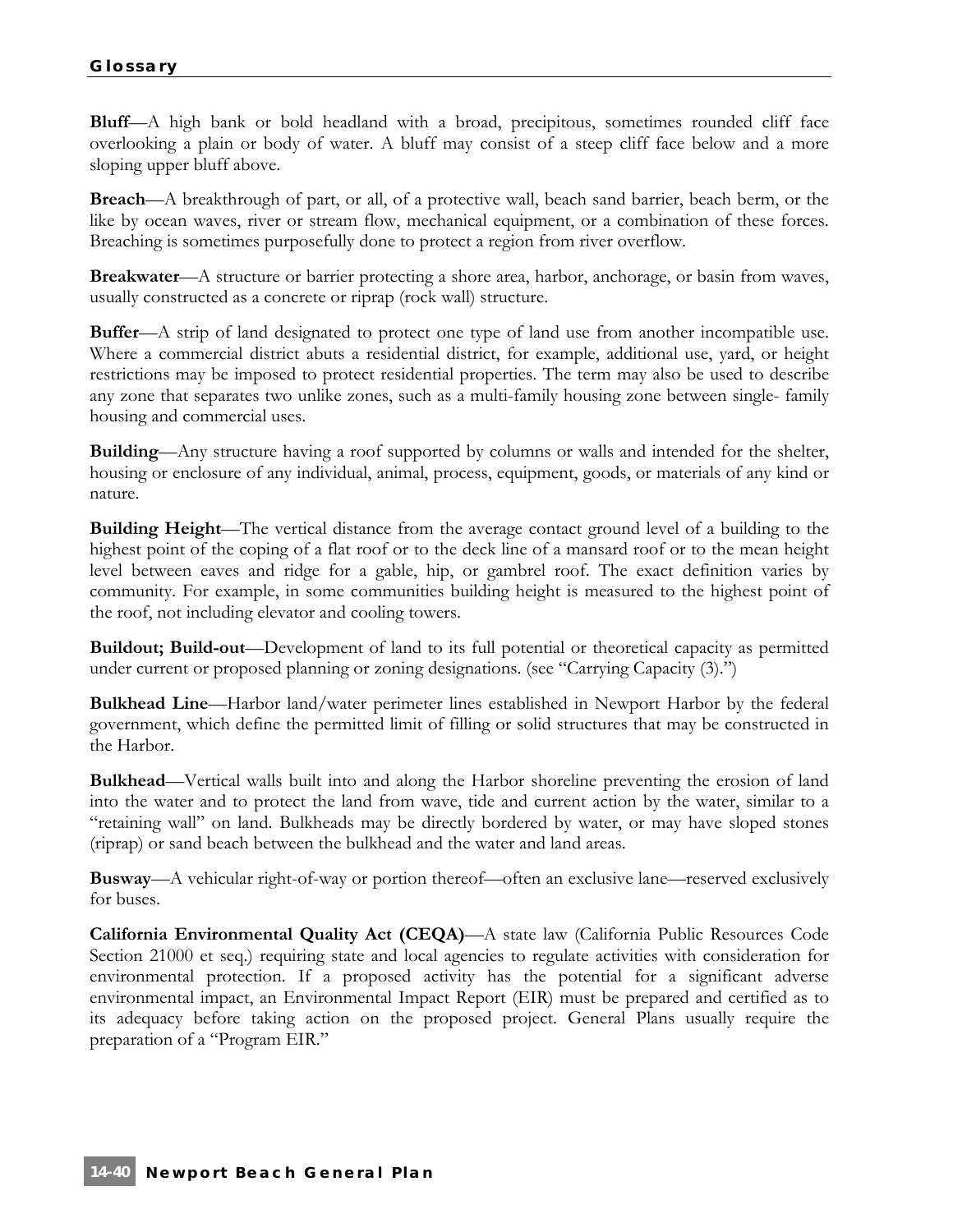**Bluff**—A high bank or bold headland with a broad, precipitous, sometimes rounded cliff face overlooking a plain or body of water. A bluff may consist of a steep cliff face below and a more sloping upper bluff above.

**Breach**—A breakthrough of part, or all, of a protective wall, beach sand barrier, beach berm, or the like by ocean waves, river or stream flow, mechanical equipment, or a combination of these forces. Breaching is sometimes purposefully done to protect a region from river overflow.

**Breakwater**—A structure or barrier protecting a shore area, harbor, anchorage, or basin from waves, usually constructed as a concrete or riprap (rock wall) structure.

**Buffer**—A strip of land designated to protect one type of land use from another incompatible use. Where a commercial district abuts a residential district, for example, additional use, yard, or height restrictions may be imposed to protect residential properties. The term may also be used to describe any zone that separates two unlike zones, such as a multi-family housing zone between single- family housing and commercial uses.

**Building**—Any structure having a roof supported by columns or walls and intended for the shelter, housing or enclosure of any individual, animal, process, equipment, goods, or materials of any kind or nature.

**Building Height**—The vertical distance from the average contact ground level of a building to the highest point of the coping of a flat roof or to the deck line of a mansard roof or to the mean height level between eaves and ridge for a gable, hip, or gambrel roof. The exact definition varies by community. For example, in some communities building height is measured to the highest point of the roof, not including elevator and cooling towers.

**Buildout; Build-out**—Development of land to its full potential or theoretical capacity as permitted under current or proposed planning or zoning designations. (see "Carrying Capacity (3).")

**Bulkhead Line**—Harbor land/water perimeter lines established in Newport Harbor by the federal government, which define the permitted limit of filling or solid structures that may be constructed in the Harbor.

**Bulkhead**—Vertical walls built into and along the Harbor shoreline preventing the erosion of land into the water and to protect the land from wave, tide and current action by the water, similar to a "retaining wall" on land. Bulkheads may be directly bordered by water, or may have sloped stones (riprap) or sand beach between the bulkhead and the water and land areas.

**Busway**—A vehicular right-of-way or portion thereof—often an exclusive lane—reserved exclusively for buses.

**California Environmental Quality Act (CEQA)**—A state law (California Public Resources Code Section 21000 et seq.) requiring state and local agencies to regulate activities with consideration for environmental protection. If a proposed activity has the potential for a significant adverse environmental impact, an Environmental Impact Report (EIR) must be prepared and certified as to its adequacy before taking action on the proposed project. General Plans usually require the preparation of a "Program EIR."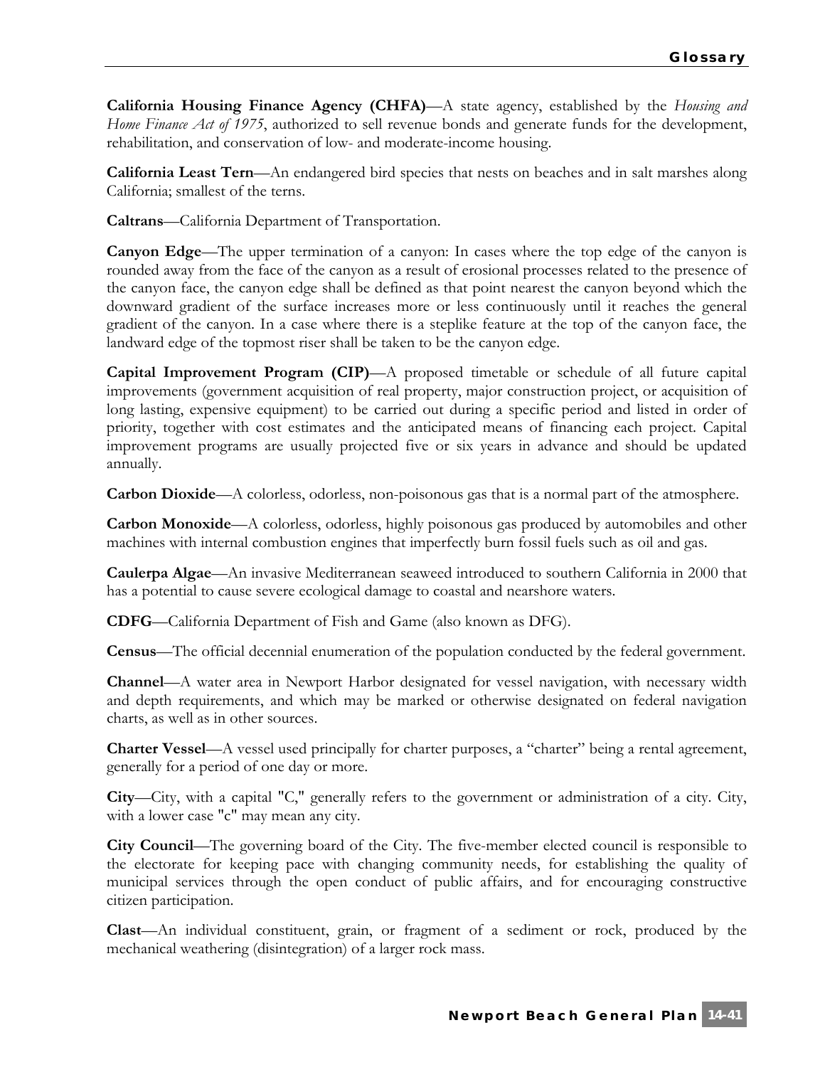**California Housing Finance Agency (CHFA)**—A state agency, established by the *Housing and Home Finance Act of 1975*, authorized to sell revenue bonds and generate funds for the development, rehabilitation, and conservation of low- and moderate-income housing.

**California Least Tern**—An endangered bird species that nests on beaches and in salt marshes along California; smallest of the terns.

**Caltrans**—California Department of Transportation.

**Canyon Edge**—The upper termination of a canyon: In cases where the top edge of the canyon is rounded away from the face of the canyon as a result of erosional processes related to the presence of the canyon face, the canyon edge shall be defined as that point nearest the canyon beyond which the downward gradient of the surface increases more or less continuously until it reaches the general gradient of the canyon. In a case where there is a steplike feature at the top of the canyon face, the landward edge of the topmost riser shall be taken to be the canyon edge.

**Capital Improvement Program (CIP)**—A proposed timetable or schedule of all future capital improvements (government acquisition of real property, major construction project, or acquisition of long lasting, expensive equipment) to be carried out during a specific period and listed in order of priority, together with cost estimates and the anticipated means of financing each project. Capital improvement programs are usually projected five or six years in advance and should be updated annually.

**Carbon Dioxide**—A colorless, odorless, non-poisonous gas that is a normal part of the atmosphere.

**Carbon Monoxide**—A colorless, odorless, highly poisonous gas produced by automobiles and other machines with internal combustion engines that imperfectly burn fossil fuels such as oil and gas.

**Caulerpa Algae**—An invasive Mediterranean seaweed introduced to southern California in 2000 that has a potential to cause severe ecological damage to coastal and nearshore waters.

**CDFG**—California Department of Fish and Game (also known as DFG).

**Census**—The official decennial enumeration of the population conducted by the federal government.

**Channel**—A water area in Newport Harbor designated for vessel navigation, with necessary width and depth requirements, and which may be marked or otherwise designated on federal navigation charts, as well as in other sources.

**Charter Vessel**—A vessel used principally for charter purposes, a "charter" being a rental agreement, generally for a period of one day or more.

**City**—City, with a capital "C," generally refers to the government or administration of a city. City, with a lower case "c" may mean any city.

**City Council**—The governing board of the City. The five-member elected council is responsible to the electorate for keeping pace with changing community needs, for establishing the quality of municipal services through the open conduct of public affairs, and for encouraging constructive citizen participation.

**Clast**—An individual constituent, grain, or fragment of a sediment or rock, produced by the mechanical weathering (disintegration) of a larger rock mass.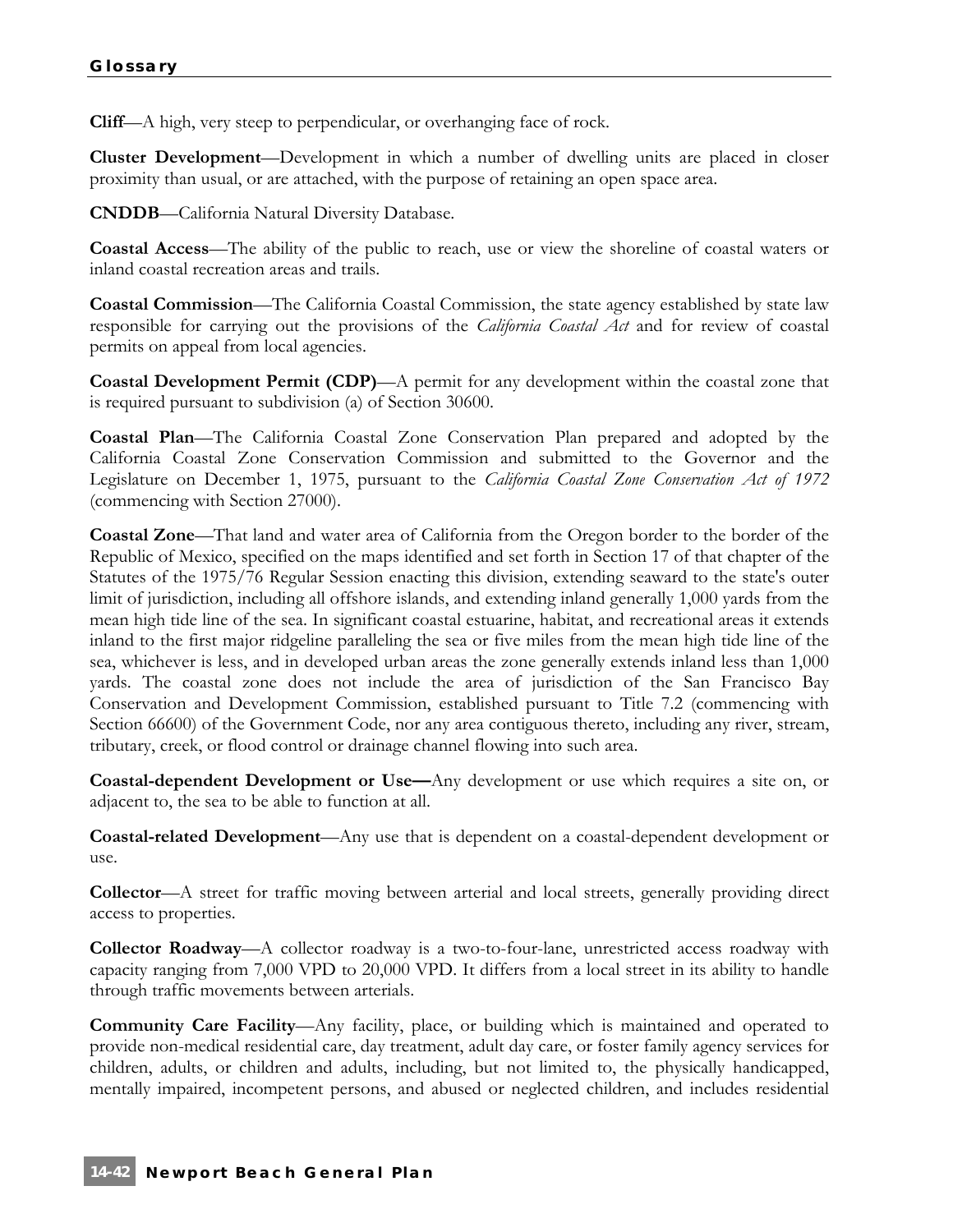**Cliff**—A high, very steep to perpendicular, or overhanging face of rock.

**Cluster Development**—Development in which a number of dwelling units are placed in closer proximity than usual, or are attached, with the purpose of retaining an open space area.

**CNDDB**—California Natural Diversity Database.

**Coastal Access**—The ability of the public to reach, use or view the shoreline of coastal waters or inland coastal recreation areas and trails.

**Coastal Commission**—The California Coastal Commission, the state agency established by state law responsible for carrying out the provisions of the *California Coastal Act* and for review of coastal permits on appeal from local agencies.

**Coastal Development Permit (CDP)**—A permit for any development within the coastal zone that is required pursuant to subdivision (a) of Section 30600.

**Coastal Plan**—The California Coastal Zone Conservation Plan prepared and adopted by the California Coastal Zone Conservation Commission and submitted to the Governor and the Legislature on December 1, 1975, pursuant to the *California Coastal Zone Conservation Act of 1972* (commencing with Section 27000).

**Coastal Zone**—That land and water area of California from the Oregon border to the border of the Republic of Mexico, specified on the maps identified and set forth in Section 17 of that chapter of the Statutes of the 1975/76 Regular Session enacting this division, extending seaward to the state's outer limit of jurisdiction, including all offshore islands, and extending inland generally 1,000 yards from the mean high tide line of the sea. In significant coastal estuarine, habitat, and recreational areas it extends inland to the first major ridgeline paralleling the sea or five miles from the mean high tide line of the sea, whichever is less, and in developed urban areas the zone generally extends inland less than 1,000 yards. The coastal zone does not include the area of jurisdiction of the San Francisco Bay Conservation and Development Commission, established pursuant to Title 7.2 (commencing with Section 66600) of the Government Code, nor any area contiguous thereto, including any river, stream, tributary, creek, or flood control or drainage channel flowing into such area.

**Coastal-dependent Development or Use—**Any development or use which requires a site on, or adjacent to, the sea to be able to function at all.

**Coastal-related Development**—Any use that is dependent on a coastal-dependent development or use.

**Collector**—A street for traffic moving between arterial and local streets, generally providing direct access to properties.

**Collector Roadway**—A collector roadway is a two-to-four-lane, unrestricted access roadway with capacity ranging from 7,000 VPD to 20,000 VPD. It differs from a local street in its ability to handle through traffic movements between arterials.

**Community Care Facility**—Any facility, place, or building which is maintained and operated to provide non-medical residential care, day treatment, adult day care, or foster family agency services for children, adults, or children and adults, including, but not limited to, the physically handicapped, mentally impaired, incompetent persons, and abused or neglected children, and includes residential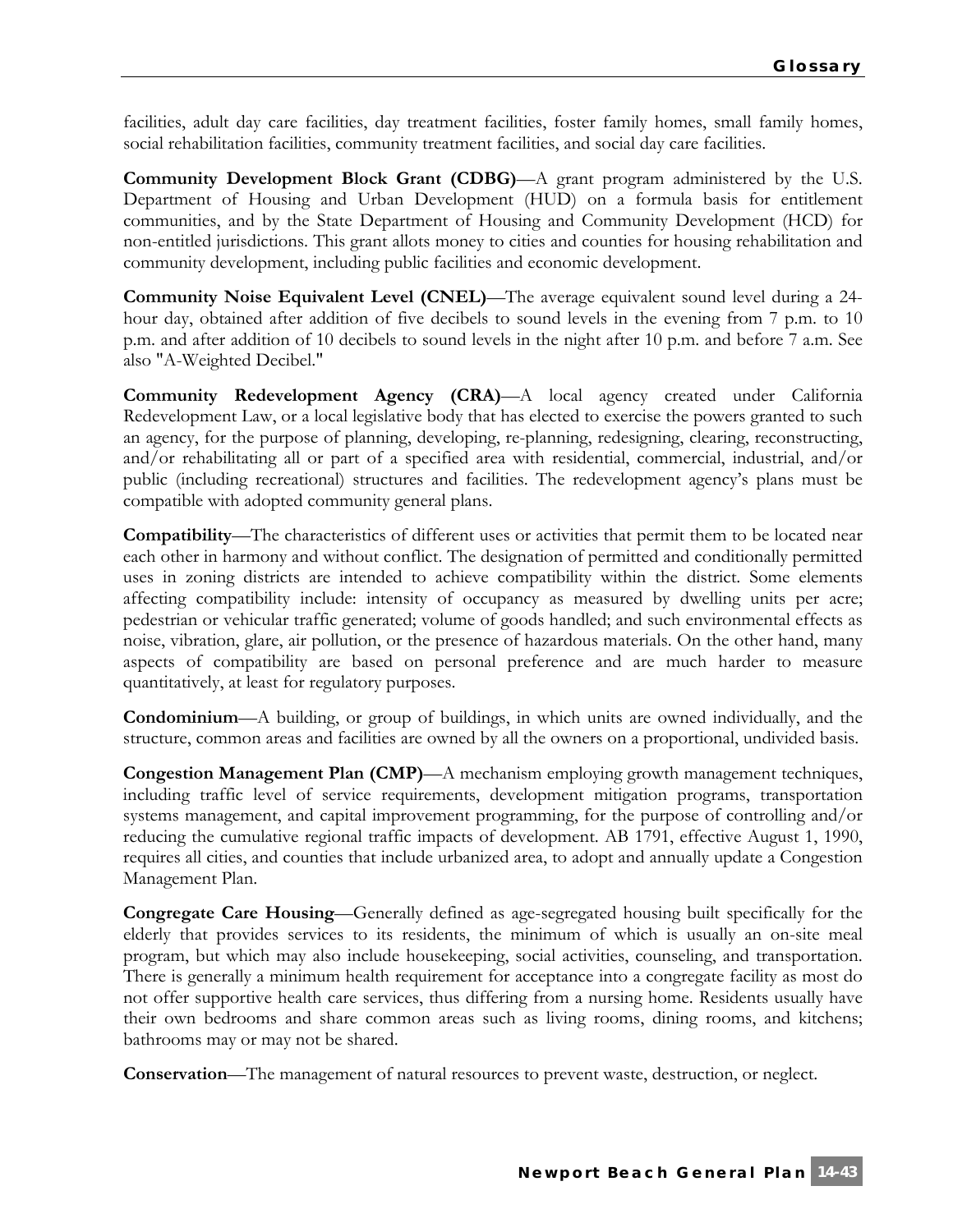facilities, adult day care facilities, day treatment facilities, foster family homes, small family homes, social rehabilitation facilities, community treatment facilities, and social day care facilities.

**Community Development Block Grant (CDBG)**—A grant program administered by the U.S. Department of Housing and Urban Development (HUD) on a formula basis for entitlement communities, and by the State Department of Housing and Community Development (HCD) for non-entitled jurisdictions. This grant allots money to cities and counties for housing rehabilitation and community development, including public facilities and economic development.

**Community Noise Equivalent Level (CNEL)**—The average equivalent sound level during a 24-hour day, obtained after addition of five decibels to sound levels in the evening from 7 p.m. to 10 p.m. and after addition of 10 decibels to sound levels in the night after 10 p.m. and before 7 a.m. See also "A-Weighted Decibel."

**Community Redevelopment Agency (CRA)**—A local agency created under California Redevelopment Law, or a local legislative body that has elected to exercise the powers granted to such an agency, for the purpose of planning, developing, re-planning, redesigning, clearing, reconstructing, and/or rehabilitating all or part of a specified area with residential, commercial, industrial, and/or public (including recreational) structures and facilities. The redevelopment agency's plans must be compatible with adopted community general plans.

**Compatibility**—The characteristics of different uses or activities that permit them to be located near each other in harmony and without conflict. The designation of permitted and conditionally permitted uses in zoning districts are intended to achieve compatibility within the district. Some elements affecting compatibility include: intensity of occupancy as measured by dwelling units per acre; pedestrian or vehicular traffic generated; volume of goods handled; and such environmental effects as noise, vibration, glare, air pollution, or the presence of hazardous materials. On the other hand, many aspects of compatibility are based on personal preference and are much harder to measure quantitatively, at least for regulatory purposes.

**Condominium**—A building, or group of buildings, in which units are owned individually, and the structure, common areas and facilities are owned by all the owners on a proportional, undivided basis.

**Congestion Management Plan (CMP)**—A mechanism employing growth management techniques, including traffic level of service requirements, development mitigation programs, transportation systems management, and capital improvement programming, for the purpose of controlling and/or reducing the cumulative regional traffic impacts of development. AB 1791, effective August 1, 1990, requires all cities, and counties that include urbanized area, to adopt and annually update a Congestion Management Plan.

**Congregate Care Housing**—Generally defined as age-segregated housing built specifically for the elderly that provides services to its residents, the minimum of which is usually an on-site meal program, but which may also include housekeeping, social activities, counseling, and transportation. There is generally a minimum health requirement for acceptance into a congregate facility as most do not offer supportive health care services, thus differing from a nursing home. Residents usually have their own bedrooms and share common areas such as living rooms, dining rooms, and kitchens; bathrooms may or may not be shared.

**Conservation**—The management of natural resources to prevent waste, destruction, or neglect.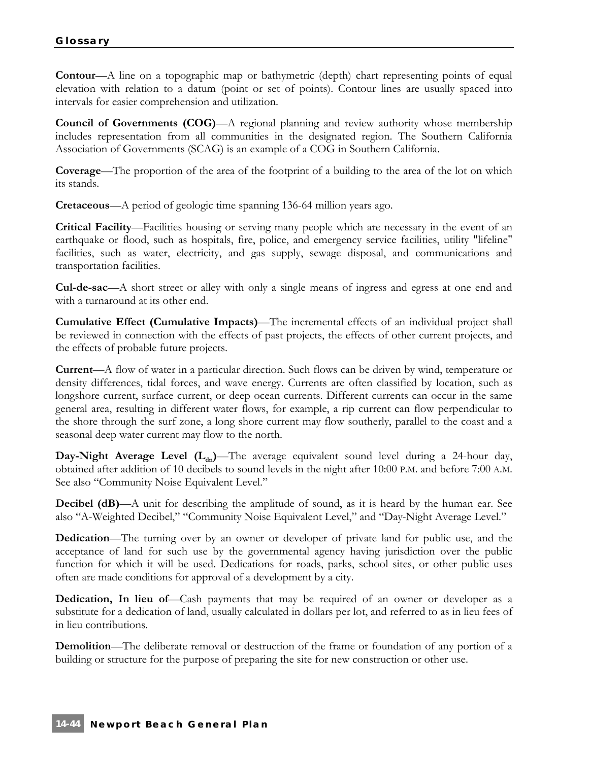**Contour**—A line on a topographic map or bathymetric (depth) chart representing points of equal elevation with relation to a datum (point or set of points). Contour lines are usually spaced into intervals for easier comprehension and utilization.

**Council of Governments (COG)**—A regional planning and review authority whose membership includes representation from all communities in the designated region. The Southern California Association of Governments (SCAG) is an example of a COG in Southern California.

**Coverage**—The proportion of the area of the footprint of a building to the area of the lot on which its stands.

**Cretaceous**—A period of geologic time spanning 136-64 million years ago.

**Critical Facility**—Facilities housing or serving many people which are necessary in the event of an earthquake or flood, such as hospitals, fire, police, and emergency service facilities, utility "lifeline" facilities, such as water, electricity, and gas supply, sewage disposal, and communications and transportation facilities.

**Cul-de-sac**—A short street or alley with only a single means of ingress and egress at one end and with a turnaround at its other end.

**Cumulative Effect (Cumulative Impacts)**—The incremental effects of an individual project shall be reviewed in connection with the effects of past projects, the effects of other current projects, and the effects of probable future projects.

**Current**—A flow of water in a particular direction. Such flows can be driven by wind, temperature or density differences, tidal forces, and wave energy. Currents are often classified by location, such as longshore current, surface current, or deep ocean currents. Different currents can occur in the same general area, resulting in different water flows, for example, a rip current can flow perpendicular to the shore through the surf zone, a long shore current may flow southerly, parallel to the coast and a seasonal deep water current may flow to the north.

**Day-Night Average Level ($L_{dn}$)**—The average equivalent sound level during a 24-hour day, obtained after addition of 10 decibels to sound levels in the night after 10:00 P.M. and before 7:00 A.M. See also "Community Noise Equivalent Level."

**Decibel (dB)**—A unit for describing the amplitude of sound, as it is heard by the human ear. See also "A-Weighted Decibel," "Community Noise Equivalent Level," and "Day-Night Average Level."

**Dedication**—The turning over by an owner or developer of private land for public use, and the acceptance of land for such use by the governmental agency having jurisdiction over the public function for which it will be used. Dedications for roads, parks, school sites, or other public uses often are made conditions for approval of a development by a city.

**Dedication, In lieu of**—Cash payments that may be required of an owner or developer as a substitute for a dedication of land, usually calculated in dollars per lot, and referred to as in lieu fees of in lieu contributions.

**Demolition**—The deliberate removal or destruction of the frame or foundation of any portion of a building or structure for the purpose of preparing the site for new construction or other use.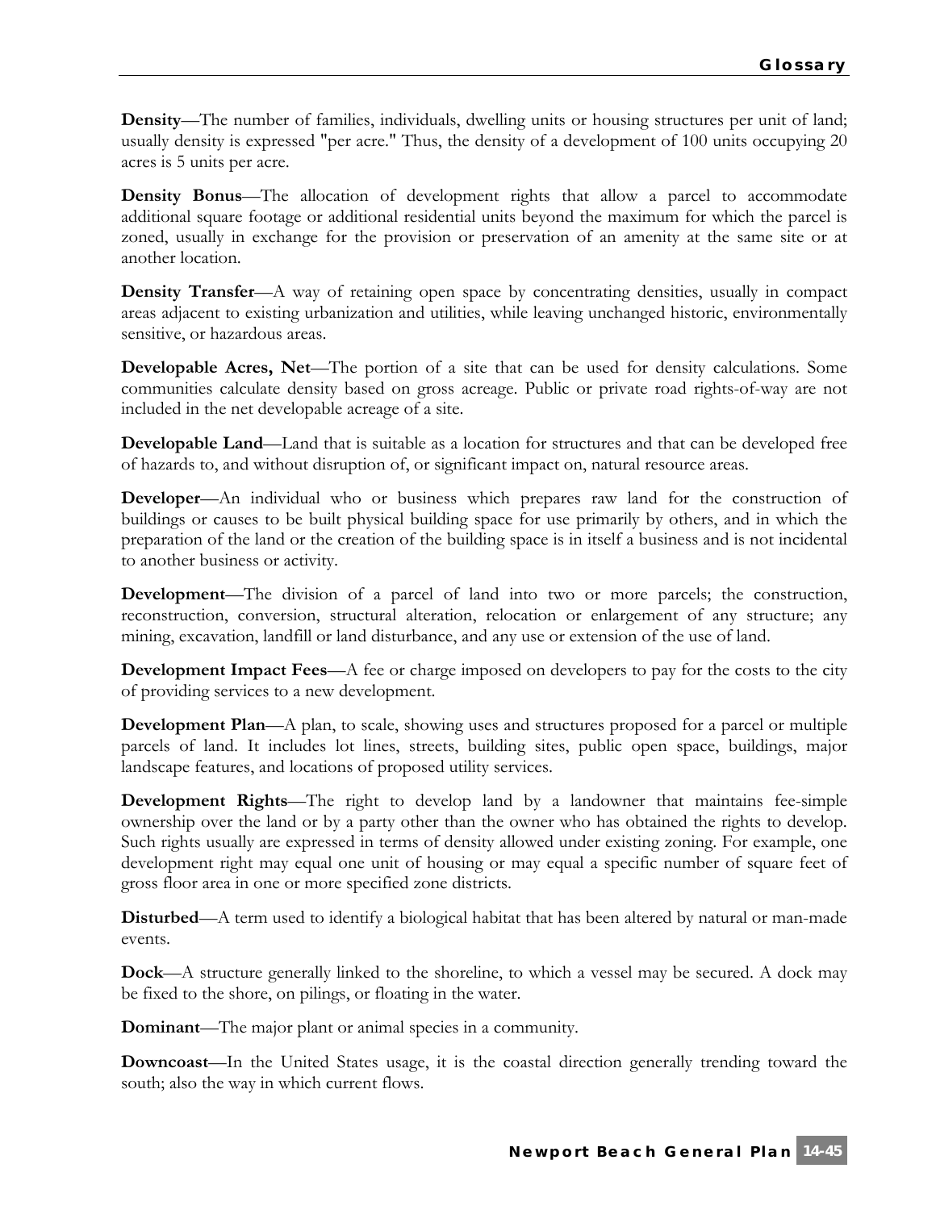**Density**—The number of families, individuals, dwelling units or housing structures per unit of land; usually density is expressed "per acre." Thus, the density of a development of 100 units occupying 20 acres is 5 units per acre.

**Density Bonus**—The allocation of development rights that allow a parcel to accommodate additional square footage or additional residential units beyond the maximum for which the parcel is zoned, usually in exchange for the provision or preservation of an amenity at the same site or at another location.

**Density Transfer**—A way of retaining open space by concentrating densities, usually in compact areas adjacent to existing urbanization and utilities, while leaving unchanged historic, environmentally sensitive, or hazardous areas.

**Developable Acres, Net**—The portion of a site that can be used for density calculations. Some communities calculate density based on gross acreage. Public or private road rights-of-way are not included in the net developable acreage of a site.

**Developable Land**—Land that is suitable as a location for structures and that can be developed free of hazards to, and without disruption of, or significant impact on, natural resource areas.

**Developer**—An individual who or business which prepares raw land for the construction of buildings or causes to be built physical building space for use primarily by others, and in which the preparation of the land or the creation of the building space is in itself a business and is not incidental to another business or activity.

**Development**—The division of a parcel of land into two or more parcels; the construction, reconstruction, conversion, structural alteration, relocation or enlargement of any structure; any mining, excavation, landfill or land disturbance, and any use or extension of the use of land.

**Development Impact Fees**—A fee or charge imposed on developers to pay for the costs to the city of providing services to a new development.

**Development Plan**—A plan, to scale, showing uses and structures proposed for a parcel or multiple parcels of land. It includes lot lines, streets, building sites, public open space, buildings, major landscape features, and locations of proposed utility services.

**Development Rights**—The right to develop land by a landowner that maintains fee-simple ownership over the land or by a party other than the owner who has obtained the rights to develop. Such rights usually are expressed in terms of density allowed under existing zoning. For example, one development right may equal one unit of housing or may equal a specific number of square feet of gross floor area in one or more specified zone districts.

**Disturbed**—A term used to identify a biological habitat that has been altered by natural or man-made events.

**Dock**—A structure generally linked to the shoreline, to which a vessel may be secured. A dock may be fixed to the shore, on pilings, or floating in the water.

**Dominant**—The major plant or animal species in a community.

**Downcoast**—In the United States usage, it is the coastal direction generally trending toward the south; also the way in which current flows.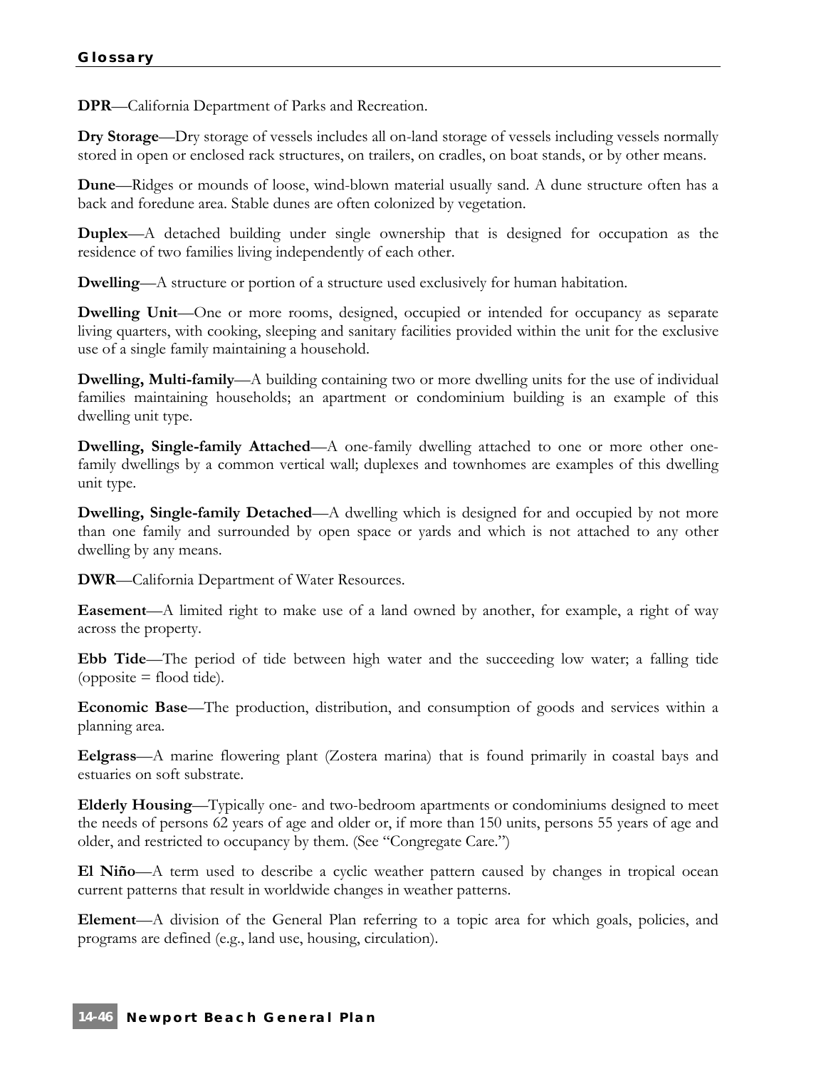**DPR**—California Department of Parks and Recreation.

**Dry Storage**—Dry storage of vessels includes all on-land storage of vessels including vessels normally stored in open or enclosed rack structures, on trailers, on cradles, on boat stands, or by other means.

**Dune**—Ridges or mounds of loose, wind-blown material usually sand. A dune structure often has a back and foredune area. Stable dunes are often colonized by vegetation.

**Duplex**—A detached building under single ownership that is designed for occupation as the residence of two families living independently of each other.

**Dwelling**—A structure or portion of a structure used exclusively for human habitation.

**Dwelling Unit**—One or more rooms, designed, occupied or intended for occupancy as separate living quarters, with cooking, sleeping and sanitary facilities provided within the unit for the exclusive use of a single family maintaining a household.

**Dwelling, Multi-family**—A building containing two or more dwelling units for the use of individual families maintaining households; an apartment or condominium building is an example of this dwelling unit type.

**Dwelling, Single-family Attached**—A one-family dwelling attached to one or more other one-family dwellings by a common vertical wall; duplexes and townhomes are examples of this dwelling unit type.

**Dwelling, Single-family Detached**—A dwelling which is designed for and occupied by not more than one family and surrounded by open space or yards and which is not attached to any other dwelling by any means.

**DWR**—California Department of Water Resources.

**Easement**—A limited right to make use of a land owned by another, for example, a right of way across the property.

**Ebb Tide**—The period of tide between high water and the succeeding low water; a falling tide (opposite = flood tide).

**Economic Base**—The production, distribution, and consumption of goods and services within a planning area.

**Eelgrass**—A marine flowering plant (Zostera marina) that is found primarily in coastal bays and estuaries on soft substrate.

**Elderly Housing**—Typically one- and two-bedroom apartments or condominiums designed to meet the needs of persons 62 years of age and older or, if more than 150 units, persons 55 years of age and older, and restricted to occupancy by them. (See "Congregate Care.")

**El Niño**—A term used to describe a cyclic weather pattern caused by changes in tropical ocean current patterns that result in worldwide changes in weather patterns.

**Element**—A division of the General Plan referring to a topic area for which goals, policies, and programs are defined (e.g., land use, housing, circulation).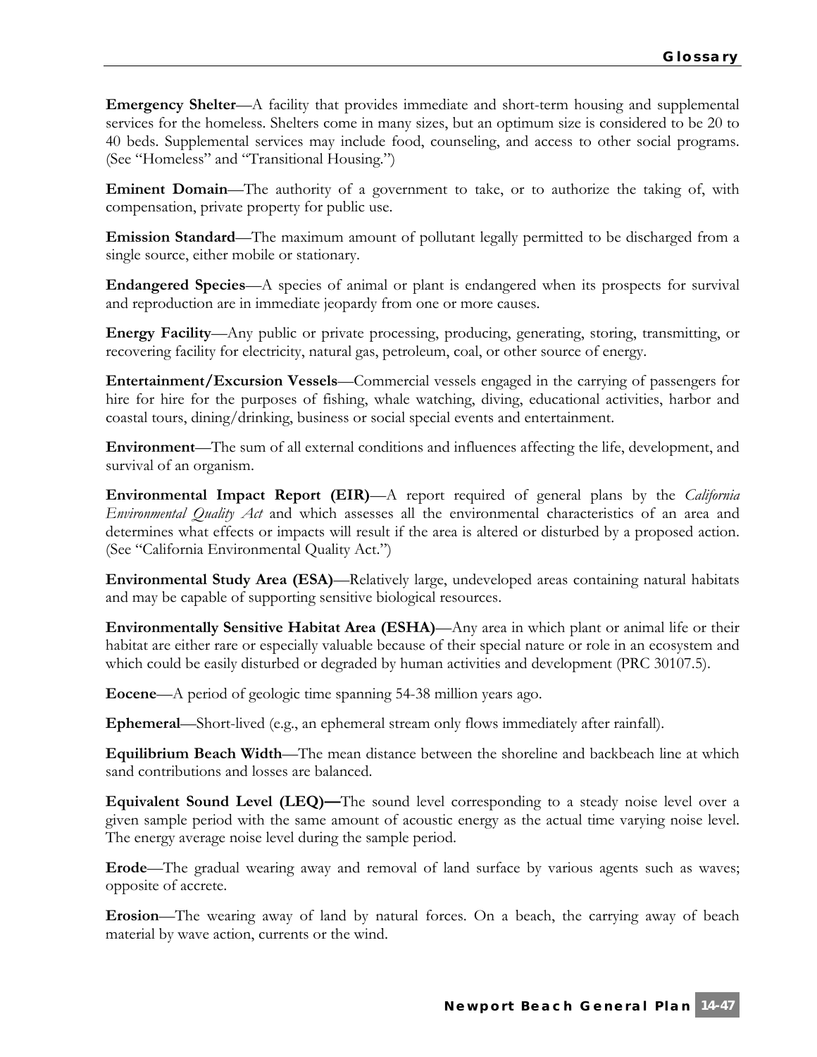**Emergency Shelter**—A facility that provides immediate and short-term housing and supplemental services for the homeless. Shelters come in many sizes, but an optimum size is considered to be 20 to 40 beds. Supplemental services may include food, counseling, and access to other social programs. (See "Homeless" and "Transitional Housing.")

**Eminent Domain**—The authority of a government to take, or to authorize the taking of, with compensation, private property for public use.

**Emission Standard**—The maximum amount of pollutant legally permitted to be discharged from a single source, either mobile or stationary.

**Endangered Species**—A species of animal or plant is endangered when its prospects for survival and reproduction are in immediate jeopardy from one or more causes.

**Energy Facility**—Any public or private processing, producing, generating, storing, transmitting, or recovering facility for electricity, natural gas, petroleum, coal, or other source of energy.

**Entertainment/Excursion Vessels**—Commercial vessels engaged in the carrying of passengers for hire for hire for the purposes of fishing, whale watching, diving, educational activities, harbor and coastal tours, dining/drinking, business or social special events and entertainment.

**Environment**—The sum of all external conditions and influences affecting the life, development, and survival of an organism.

**Environmental Impact Report (EIR)**—A report required of general plans by the *California Environmental Quality Act* and which assesses all the environmental characteristics of an area and determines what effects or impacts will result if the area is altered or disturbed by a proposed action. (See "California Environmental Quality Act.")

**Environmental Study Area (ESA)**—Relatively large, undeveloped areas containing natural habitats and may be capable of supporting sensitive biological resources.

**Environmentally Sensitive Habitat Area (ESHA)**—Any area in which plant or animal life or their habitat are either rare or especially valuable because of their special nature or role in an ecosystem and which could be easily disturbed or degraded by human activities and development (PRC 30107.5).

**Eocene**—A period of geologic time spanning 54-38 million years ago.

**Ephemeral**—Short-lived (e.g., an ephemeral stream only flows immediately after rainfall).

**Equilibrium Beach Width**—The mean distance between the shoreline and backbeach line at which sand contributions and losses are balanced.

**Equivalent Sound Level (LEQ)—**The sound level corresponding to a steady noise level over a given sample period with the same amount of acoustic energy as the actual time varying noise level. The energy average noise level during the sample period.

**Erode**—The gradual wearing away and removal of land surface by various agents such as waves; opposite of accrete.

**Erosion**—The wearing away of land by natural forces. On a beach, the carrying away of beach material by wave action, currents or the wind.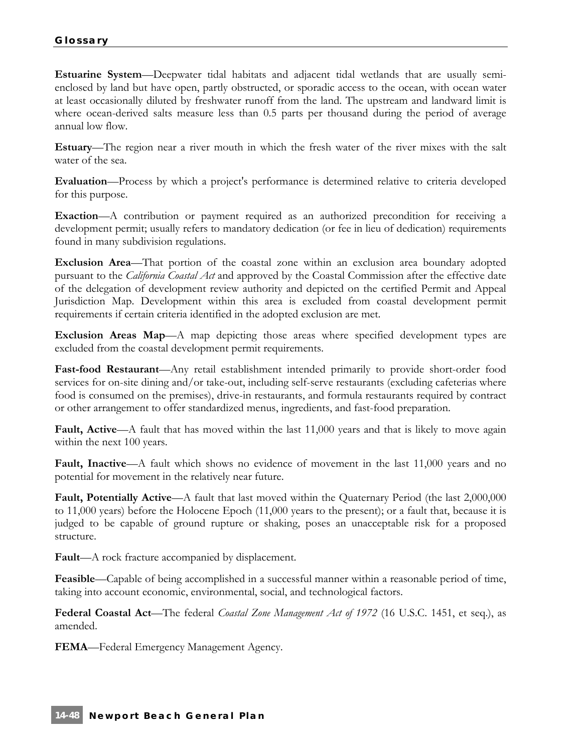**Estuarine System**—Deepwater tidal habitats and adjacent tidal wetlands that are usually semi-enclosed by land but have open, partly obstructed, or sporadic access to the ocean, with ocean water at least occasionally diluted by freshwater runoff from the land. The upstream and landward limit is where ocean-derived salts measure less than 0.5 parts per thousand during the period of average annual low flow.

**Estuary**—The region near a river mouth in which the fresh water of the river mixes with the salt water of the sea.

**Evaluation**—Process by which a project's performance is determined relative to criteria developed for this purpose.

**Exaction**—A contribution or payment required as an authorized precondition for receiving a development permit; usually refers to mandatory dedication (or fee in lieu of dedication) requirements found in many subdivision regulations.

**Exclusion Area**—That portion of the coastal zone within an exclusion area boundary adopted pursuant to the *California Coastal Act* and approved by the Coastal Commission after the effective date of the delegation of development review authority and depicted on the certified Permit and Appeal Jurisdiction Map. Development within this area is excluded from coastal development permit requirements if certain criteria identified in the adopted exclusion are met.

**Exclusion Areas Map**—A map depicting those areas where specified development types are excluded from the coastal development permit requirements.

**Fast-food Restaurant**—Any retail establishment intended primarily to provide short-order food services for on-site dining and/or take-out, including self-serve restaurants (excluding cafeterias where food is consumed on the premises), drive-in restaurants, and formula restaurants required by contract or other arrangement to offer standardized menus, ingredients, and fast-food preparation.

**Fault, Active**—A fault that has moved within the last 11,000 years and that is likely to move again within the next 100 years.

**Fault, Inactive**—A fault which shows no evidence of movement in the last 11,000 years and no potential for movement in the relatively near future.

**Fault, Potentially Active**—A fault that last moved within the Quaternary Period (the last 2,000,000 to 11,000 years) before the Holocene Epoch (11,000 years to the present); or a fault that, because it is judged to be capable of ground rupture or shaking, poses an unacceptable risk for a proposed structure.

**Fault**—A rock fracture accompanied by displacement.

**Feasible**—Capable of being accomplished in a successful manner within a reasonable period of time, taking into account economic, environmental, social, and technological factors.

**Federal Coastal Act**—The federal *Coastal Zone Management Act of 1972* (16 U.S.C. 1451, et seq.), as amended.

**FEMA**—Federal Emergency Management Agency.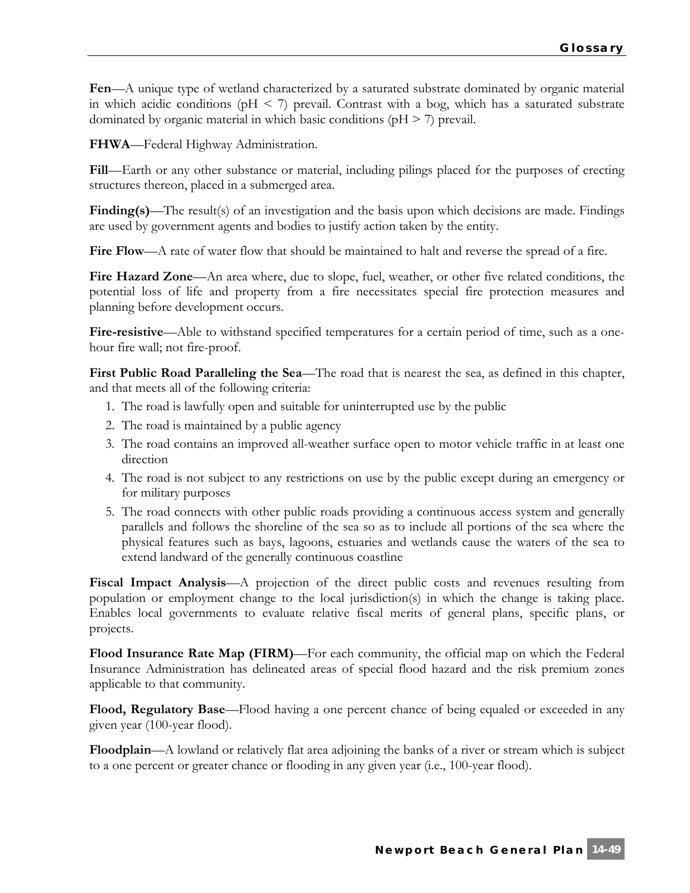**Fen**—A unique type of wetland characterized by a saturated substrate dominated by organic material in which acidic conditions ($pH < 7$) prevail. Contrast with a bog, which has a saturated substrate dominated by organic material in which basic conditions ($pH > 7$) prevail.

**FHWA**—Federal Highway Administration.

**Fill**—Earth or any other substance or material, including pilings placed for the purposes of erecting structures thereon, placed in a submerged area.

**Finding(s)**—The result(s) of an investigation and the basis upon which decisions are made. Findings are used by government agents and bodies to justify action taken by the entity.

**Fire Flow**—A rate of water flow that should be maintained to halt and reverse the spread of a fire.

**Fire Hazard Zone**—An area where, due to slope, fuel, weather, or other five related conditions, the potential loss of life and property from a fire necessitates special fire protection measures and planning before development occurs.

**Fire-resistive**—Able to withstand specified temperatures for a certain period of time, such as a one-hour fire wall; not fire-proof.

**First Public Road Paralleling the Sea**—The road that is nearest the sea, as defined in this chapter, and that meets all of the following criteria:

1. The road is lawfully open and suitable for uninterrupted use by the public
2. The road is maintained by a public agency
3. The road contains an improved all-weather surface open to motor vehicle traffic in at least one direction
4. The road is not subject to any restrictions on use by the public except during an emergency or for military purposes
5. The road connects with other public roads providing a continuous access system and generally parallels and follows the shoreline of the sea so as to include all portions of the sea where the physical features such as bays, lagoons, estuaries and wetlands cause the waters of the sea to extend landward of the generally continuous coastline

**Fiscal Impact Analysis**—A projection of the direct public costs and revenues resulting from population or employment change to the local jurisdiction(s) in which the change is taking place. Enables local governments to evaluate relative fiscal merits of general plans, specific plans, or projects.

**Flood Insurance Rate Map (FIRM)**—For each community, the official map on which the Federal Insurance Administration has delineated areas of special flood hazard and the risk premium zones applicable to that community.

**Flood, Regulatory Base**—Flood having a one percent chance of being equaled or exceeded in any given year (100-year flood).

**Floodplain**—A lowland or relatively flat area adjoining the banks of a river or stream which is subject to a one percent or greater chance or flooding in any given year (i.e., 100-year flood).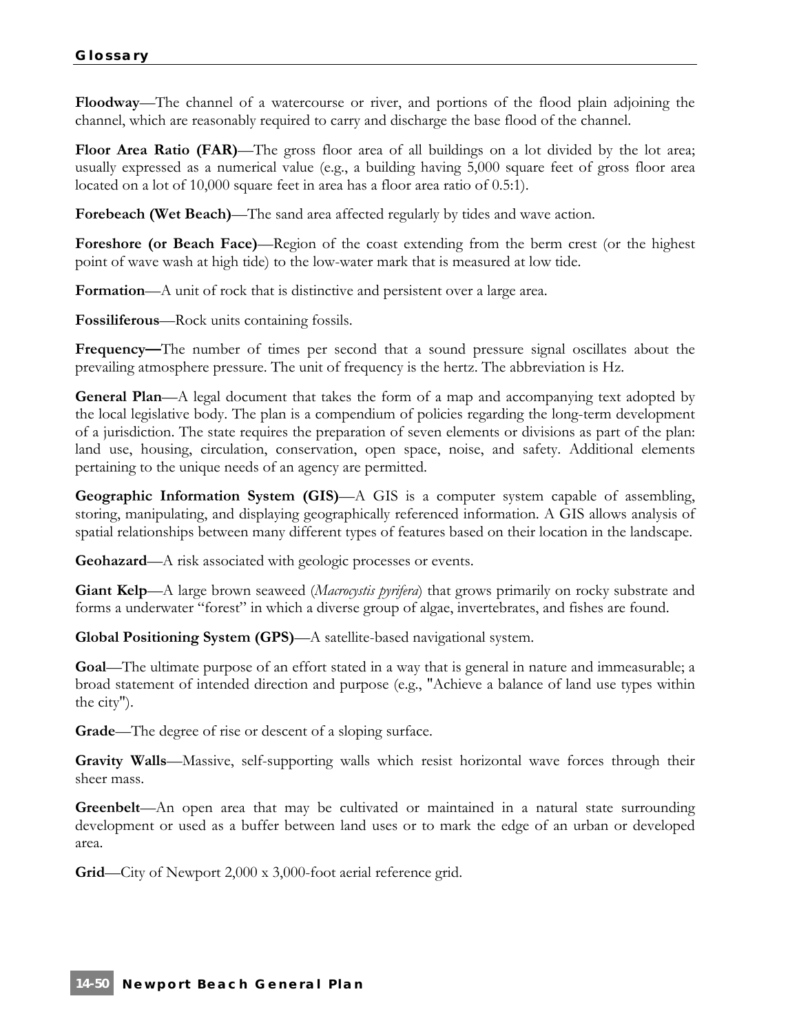**Floodway**—The channel of a watercourse or river, and portions of the flood plain adjoining the channel, which are reasonably required to carry and discharge the base flood of the channel.

**Floor Area Ratio (FAR)**—The gross floor area of all buildings on a lot divided by the lot area; usually expressed as a numerical value (e.g., a building having 5,000 square feet of gross floor area located on a lot of 10,000 square feet in area has a floor area ratio of 0.5:1).

**Forebeach (Wet Beach)**—The sand area affected regularly by tides and wave action.

**Foreshore (or Beach Face)**—Region of the coast extending from the berm crest (or the highest point of wave wash at high tide) to the low-water mark that is measured at low tide.

**Formation**—A unit of rock that is distinctive and persistent over a large area.

**Fossiliferous**—Rock units containing fossils.

**Frequency—**The number of times per second that a sound pressure signal oscillates about the prevailing atmosphere pressure. The unit of frequency is the hertz. The abbreviation is Hz.

**General Plan**—A legal document that takes the form of a map and accompanying text adopted by the local legislative body. The plan is a compendium of policies regarding the long-term development of a jurisdiction. The state requires the preparation of seven elements or divisions as part of the plan: land use, housing, circulation, conservation, open space, noise, and safety. Additional elements pertaining to the unique needs of an agency are permitted.

**Geographic Information System (GIS)**—A GIS is a computer system capable of assembling, storing, manipulating, and displaying geographically referenced information. A GIS allows analysis of spatial relationships between many different types of features based on their location in the landscape.

**Geohazard**—A risk associated with geologic processes or events.

**Giant Kelp**—A large brown seaweed (*Macrocystis pyrifera*) that grows primarily on rocky substrate and forms a underwater "forest" in which a diverse group of algae, invertebrates, and fishes are found.

**Global Positioning System (GPS)**—A satellite-based navigational system.

**Goal**—The ultimate purpose of an effort stated in a way that is general in nature and immeasurable; a broad statement of intended direction and purpose (e.g., "Achieve a balance of land use types within the city").

**Grade**—The degree of rise or descent of a sloping surface.

**Gravity Walls**—Massive, self-supporting walls which resist horizontal wave forces through their sheer mass.

**Greenbelt**—An open area that may be cultivated or maintained in a natural state surrounding development or used as a buffer between land uses or to mark the edge of an urban or developed area.

**Grid**—City of Newport 2,000 x 3,000-foot aerial reference grid.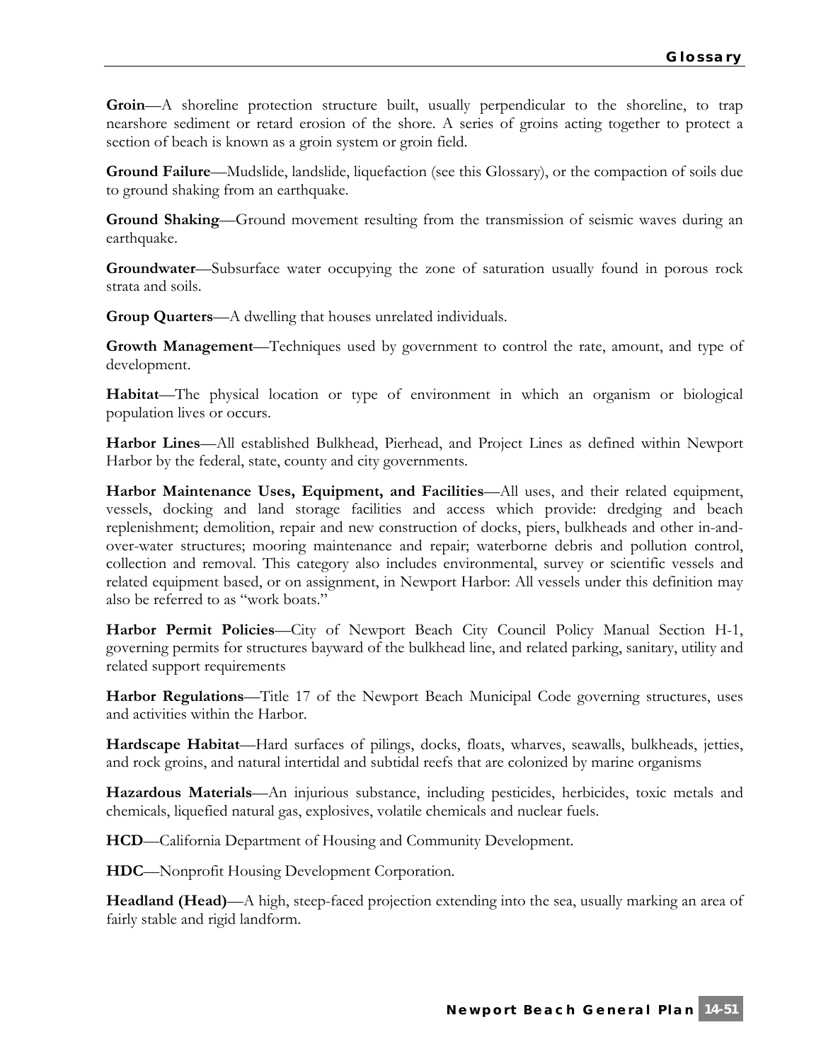**Groin**—A shoreline protection structure built, usually perpendicular to the shoreline, to trap nearshore sediment or retard erosion of the shore. A series of groins acting together to protect a section of beach is known as a groin system or groin field.

**Ground Failure**—Mudslide, landslide, liquefaction (see this Glossary), or the compaction of soils due to ground shaking from an earthquake.

**Ground Shaking**—Ground movement resulting from the transmission of seismic waves during an earthquake.

**Groundwater**—Subsurface water occupying the zone of saturation usually found in porous rock strata and soils.

**Group Quarters**—A dwelling that houses unrelated individuals.

**Growth Management**—Techniques used by government to control the rate, amount, and type of development.

**Habitat**—The physical location or type of environment in which an organism or biological population lives or occurs.

**Harbor Lines**—All established Bulkhead, Pierhead, and Project Lines as defined within Newport Harbor by the federal, state, county and city governments.

**Harbor Maintenance Uses, Equipment, and Facilities**—All uses, and their related equipment, vessels, docking and land storage facilities and access which provide: dredging and beach replenishment; demolition, repair and new construction of docks, piers, bulkheads and other in-and-over-water structures; mooring maintenance and repair; waterborne debris and pollution control, collection and removal. This category also includes environmental, survey or scientific vessels and related equipment based, or on assignment, in Newport Harbor: All vessels under this definition may also be referred to as "work boats."

**Harbor Permit Policies**—City of Newport Beach City Council Policy Manual Section H-1, governing permits for structures bayward of the bulkhead line, and related parking, sanitary, utility and related support requirements

**Harbor Regulations**—Title 17 of the Newport Beach Municipal Code governing structures, uses and activities within the Harbor.

**Hardscape Habitat**—Hard surfaces of pilings, docks, floats, wharves, seawalls, bulkheads, jetties, and rock groins, and natural intertidal and subtidal reefs that are colonized by marine organisms

**Hazardous Materials**—An injurious substance, including pesticides, herbicides, toxic metals and chemicals, liquefied natural gas, explosives, volatile chemicals and nuclear fuels.

**HCD**—California Department of Housing and Community Development.

**HDC**—Nonprofit Housing Development Corporation.

**Headland (Head)**—A high, steep-faced projection extending into the sea, usually marking an area of fairly stable and rigid landform.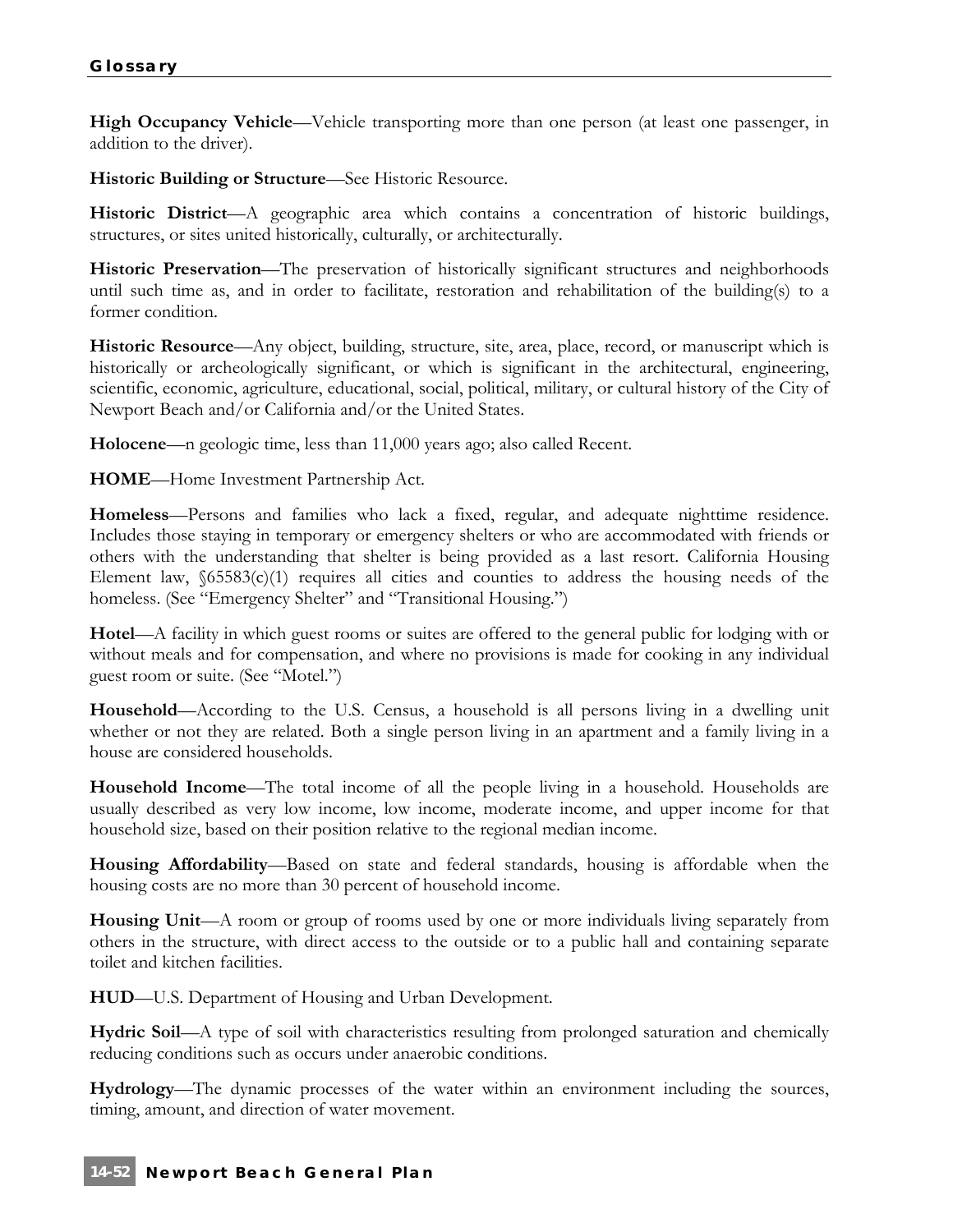**High Occupancy Vehicle**—Vehicle transporting more than one person (at least one passenger, in addition to the driver).

**Historic Building or Structure**—See Historic Resource.

**Historic District**—A geographic area which contains a concentration of historic buildings, structures, or sites united historically, culturally, or architecturally.

**Historic Preservation**—The preservation of historically significant structures and neighborhoods until such time as, and in order to facilitate, restoration and rehabilitation of the building(s) to a former condition.

**Historic Resource**—Any object, building, structure, site, area, place, record, or manuscript which is historically or archeologically significant, or which is significant in the architectural, engineering, scientific, economic, agriculture, educational, social, political, military, or cultural history of the City of Newport Beach and/or California and/or the United States.

**Holocene**—n geologic time, less than 11,000 years ago; also called Recent.

**HOME**—Home Investment Partnership Act.

**Homeless**—Persons and families who lack a fixed, regular, and adequate nighttime residence. Includes those staying in temporary or emergency shelters or who are accommodated with friends or others with the understanding that shelter is being provided as a last resort. California Housing Element law, §65583(c)(1) requires all cities and counties to address the housing needs of the homeless. (See "Emergency Shelter" and "Transitional Housing.")

**Hotel**—A facility in which guest rooms or suites are offered to the general public for lodging with or without meals and for compensation, and where no provisions is made for cooking in any individual guest room or suite. (See "Motel.")

**Household**—According to the U.S. Census, a household is all persons living in a dwelling unit whether or not they are related. Both a single person living in an apartment and a family living in a house are considered households.

**Household Income**—The total income of all the people living in a household. Households are usually described as very low income, low income, moderate income, and upper income for that household size, based on their position relative to the regional median income.

**Housing Affordability**—Based on state and federal standards, housing is affordable when the housing costs are no more than 30 percent of household income.

**Housing Unit**—A room or group of rooms used by one or more individuals living separately from others in the structure, with direct access to the outside or to a public hall and containing separate toilet and kitchen facilities.

**HUD**—U.S. Department of Housing and Urban Development.

**Hydric Soil**—A type of soil with characteristics resulting from prolonged saturation and chemically reducing conditions such as occurs under anaerobic conditions.

**Hydrology**—The dynamic processes of the water within an environment including the sources, timing, amount, and direction of water movement.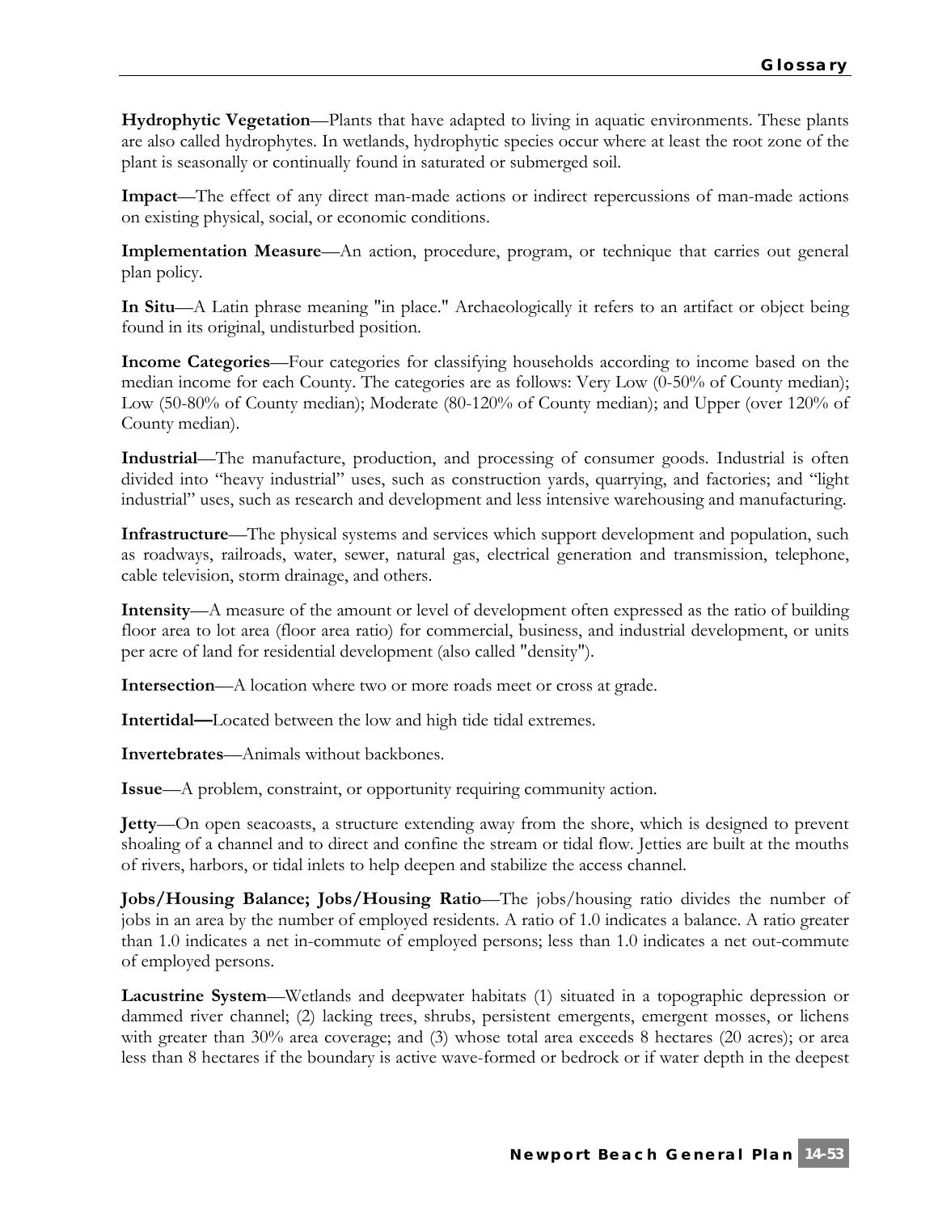**Hydrophytic Vegetation**—Plants that have adapted to living in aquatic environments. These plants are also called hydrophytes. In wetlands, hydrophytic species occur where at least the root zone of the plant is seasonally or continually found in saturated or submerged soil.

**Impact**—The effect of any direct man-made actions or indirect repercussions of man-made actions on existing physical, social, or economic conditions.

**Implementation Measure**—An action, procedure, program, or technique that carries out general plan policy.

**In Situ**—A Latin phrase meaning "in place." Archaeologically it refers to an artifact or object being found in its original, undisturbed position.

**Income Categories**—Four categories for classifying households according to income based on the median income for each County. The categories are as follows: Very Low (0-50% of County median); Low (50-80% of County median); Moderate (80-120% of County median); and Upper (over 120% of County median).

**Industrial**—The manufacture, production, and processing of consumer goods. Industrial is often divided into "heavy industrial" uses, such as construction yards, quarrying, and factories; and "light industrial" uses, such as research and development and less intensive warehousing and manufacturing.

**Infrastructure**—The physical systems and services which support development and population, such as roadways, railroads, water, sewer, natural gas, electrical generation and transmission, telephone, cable television, storm drainage, and others.

**Intensity**—A measure of the amount or level of development often expressed as the ratio of building floor area to lot area (floor area ratio) for commercial, business, and industrial development, or units per acre of land for residential development (also called "density").

**Intersection**—A location where two or more roads meet or cross at grade.

**Intertidal—**Located between the low and high tide tidal extremes.

**Invertebrates**—Animals without backbones.

**Issue**—A problem, constraint, or opportunity requiring community action.

**Jetty**—On open seacoasts, a structure extending away from the shore, which is designed to prevent shoaling of a channel and to direct and confine the stream or tidal flow. Jetties are built at the mouths of rivers, harbors, or tidal inlets to help deepen and stabilize the access channel.

**Jobs/Housing Balance; Jobs/Housing Ratio**—The jobs/housing ratio divides the number of jobs in an area by the number of employed residents. A ratio of 1.0 indicates a balance. A ratio greater than 1.0 indicates a net in-commute of employed persons; less than 1.0 indicates a net out-commute of employed persons.

**Lacustrine System**—Wetlands and deepwater habitats (1) situated in a topographic depression or dammed river channel; (2) lacking trees, shrubs, persistent emergents, emergent mosses, or lichens with greater than 30% area coverage; and (3) whose total area exceeds 8 hectares (20 acres); or area less than 8 hectares if the boundary is active wave-formed or bedrock or if water depth in the deepest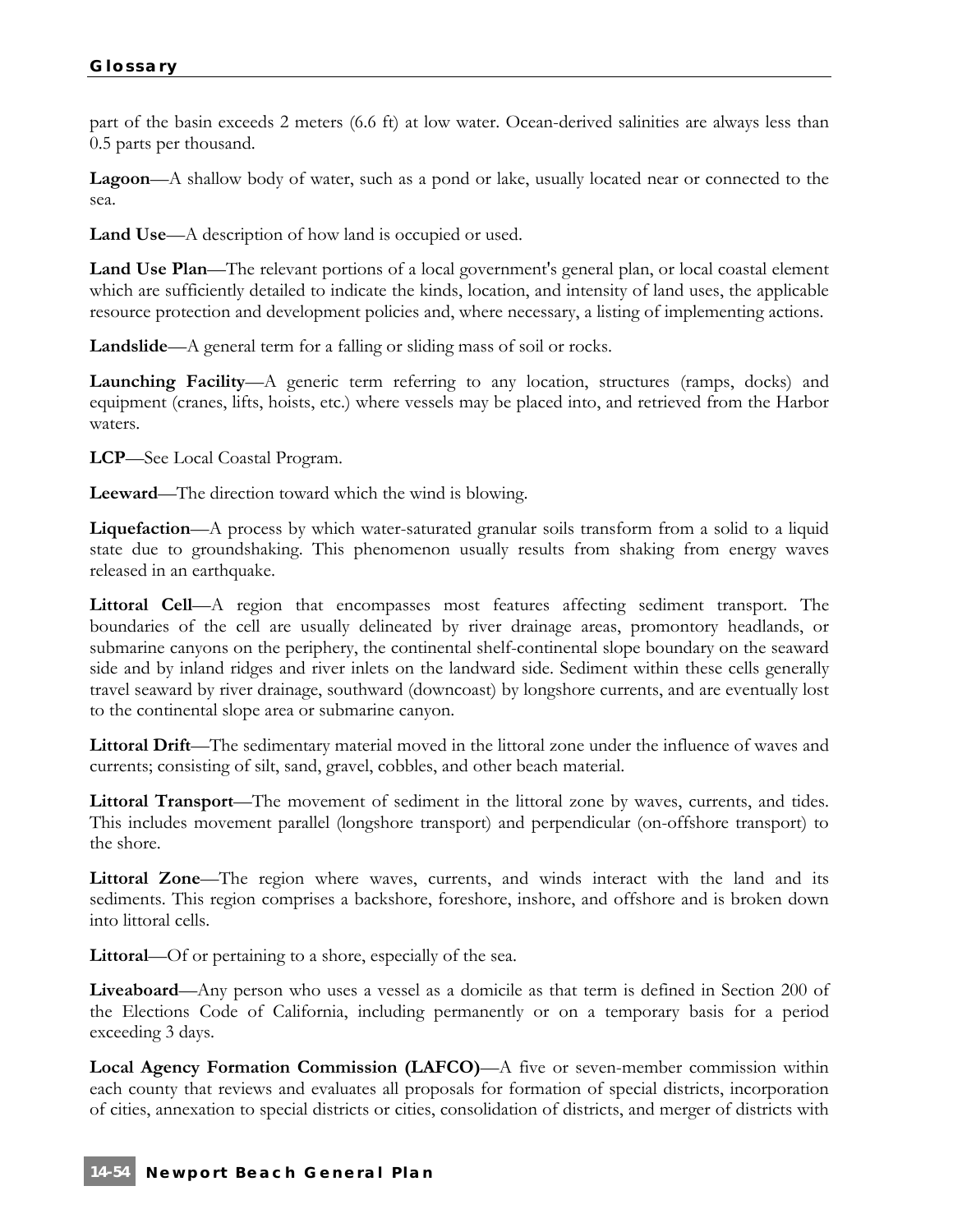part of the basin exceeds 2 meters (6.6 ft) at low water. Ocean-derived salinities are always less than 0.5 parts per thousand.

**Lagoon**—A shallow body of water, such as a pond or lake, usually located near or connected to the sea.

**Land Use**—A description of how land is occupied or used.

**Land Use Plan**—The relevant portions of a local government's general plan, or local coastal element which are sufficiently detailed to indicate the kinds, location, and intensity of land uses, the applicable resource protection and development policies and, where necessary, a listing of implementing actions.

**Landslide**—A general term for a falling or sliding mass of soil or rocks.

**Launching Facility**—A generic term referring to any location, structures (ramps, docks) and equipment (cranes, lifts, hoists, etc.) where vessels may be placed into, and retrieved from the Harbor waters.

**LCP**—See Local Coastal Program.

**Leeward**—The direction toward which the wind is blowing.

**Liquefaction**—A process by which water-saturated granular soils transform from a solid to a liquid state due to groundshaking. This phenomenon usually results from shaking from energy waves released in an earthquake.

**Littoral Cell**—A region that encompasses most features affecting sediment transport. The boundaries of the cell are usually delineated by river drainage areas, promontory headlands, or submarine canyons on the periphery, the continental shelf-continental slope boundary on the seaward side and by inland ridges and river inlets on the landward side. Sediment within these cells generally travel seaward by river drainage, southward (downcoast) by longshore currents, and are eventually lost to the continental slope area or submarine canyon.

**Littoral Drift**—The sedimentary material moved in the littoral zone under the influence of waves and currents; consisting of silt, sand, gravel, cobbles, and other beach material.

**Littoral Transport**—The movement of sediment in the littoral zone by waves, currents, and tides. This includes movement parallel (longshore transport) and perpendicular (on-offshore transport) to the shore.

**Littoral Zone**—The region where waves, currents, and winds interact with the land and its sediments. This region comprises a backshore, foreshore, inshore, and offshore and is broken down into littoral cells.

**Littoral**—Of or pertaining to a shore, especially of the sea.

**Liveaboard**—Any person who uses a vessel as a domicile as that term is defined in Section 200 of the Elections Code of California, including permanently or on a temporary basis for a period exceeding 3 days.

**Local Agency Formation Commission (LAFCO)**—A five or seven-member commission within each county that reviews and evaluates all proposals for formation of special districts, incorporation of cities, annexation to special districts or cities, consolidation of districts, and merger of districts with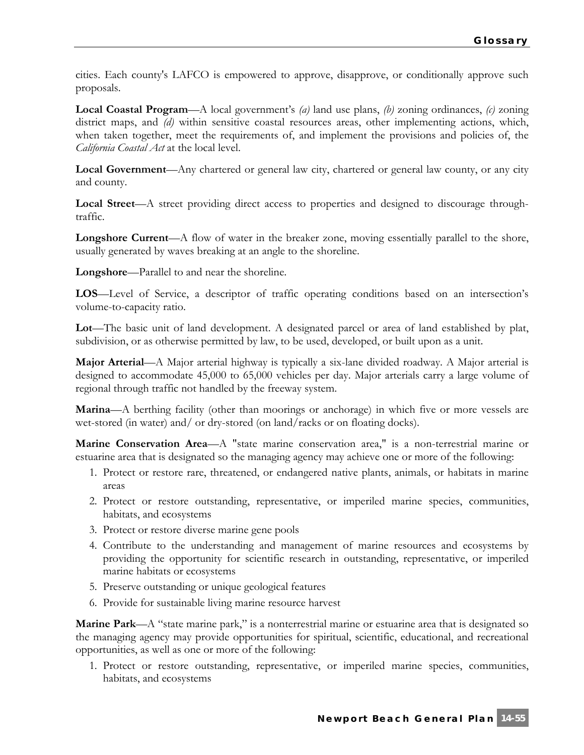cities. Each county's LAFCO is empowered to approve, disapprove, or conditionally approve such proposals.

**Local Coastal Program**—A local government's *(a)* land use plans, *(b)* zoning ordinances, *(c)* zoning district maps, and *(d)* within sensitive coastal resources areas, other implementing actions, which, when taken together, meet the requirements of, and implement the provisions and policies of, the *California Coastal Act* at the local level.

**Local Government**—Any chartered or general law city, chartered or general law county, or any city and county.

**Local Street**—A street providing direct access to properties and designed to discourage through-traffic.

**Longshore Current**—A flow of water in the breaker zone, moving essentially parallel to the shore, usually generated by waves breaking at an angle to the shoreline.

**Longshore**—Parallel to and near the shoreline.

**LOS**—Level of Service, a descriptor of traffic operating conditions based on an intersection's volume-to-capacity ratio.

**Lot**—The basic unit of land development. A designated parcel or area of land established by plat, subdivision, or as otherwise permitted by law, to be used, developed, or built upon as a unit.

**Major Arterial**—A Major arterial highway is typically a six-lane divided roadway. A Major arterial is designed to accommodate 45,000 to 65,000 vehicles per day. Major arterials carry a large volume of regional through traffic not handled by the freeway system.

**Marina**—A berthing facility (other than moorings or anchorage) in which five or more vessels are wet-stored (in water) and/ or dry-stored (on land/racks or on floating docks).

**Marine Conservation Area**—A "state marine conservation area," is a non-terrestrial marine or estuarine area that is designated so the managing agency may achieve one or more of the following:

1. Protect or restore rare, threatened, or endangered native plants, animals, or habitats in marine areas
2. Protect or restore outstanding, representative, or imperiled marine species, communities, habitats, and ecosystems
3. Protect or restore diverse marine gene pools
4. Contribute to the understanding and management of marine resources and ecosystems by providing the opportunity for scientific research in outstanding, representative, or imperiled marine habitats or ecosystems
5. Preserve outstanding or unique geological features
6. Provide for sustainable living marine resource harvest

**Marine Park**—A "state marine park," is a nonterrestrial marine or estuarine area that is designated so the managing agency may provide opportunities for spiritual, scientific, educational, and recreational opportunities, as well as one or more of the following:

1. Protect or restore outstanding, representative, or imperiled marine species, communities, habitats, and ecosystems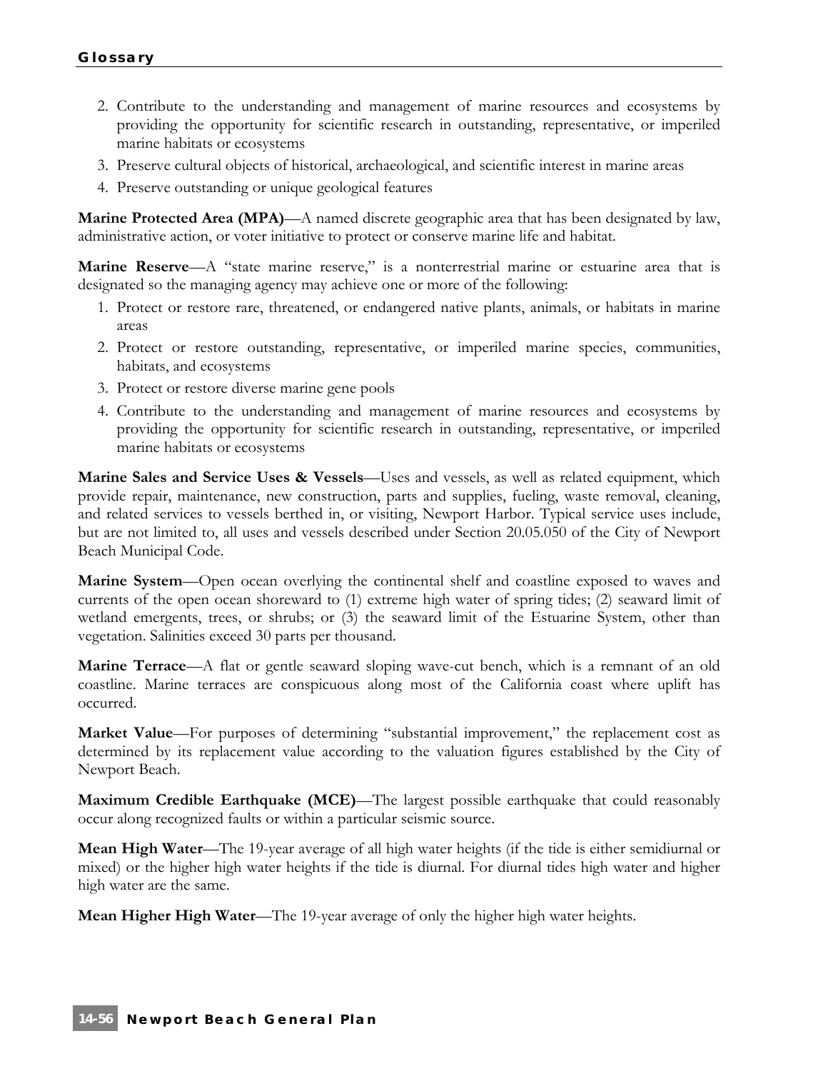2. Contribute to the understanding and management of marine resources and ecosystems by providing the opportunity for scientific research in outstanding, representative, or imperiled marine habitats or ecosystems
3. Preserve cultural objects of historical, archaeological, and scientific interest in marine areas
4. Preserve outstanding or unique geological features

**Marine Protected Area (MPA)**—A named discrete geographic area that has been designated by law, administrative action, or voter initiative to protect or conserve marine life and habitat.

**Marine Reserve**—A "state marine reserve," is a nonterrestrial marine or estuarine area that is designated so the managing agency may achieve one or more of the following:

1. Protect or restore rare, threatened, or endangered native plants, animals, or habitats in marine areas
2. Protect or restore outstanding, representative, or imperiled marine species, communities, habitats, and ecosystems
3. Protect or restore diverse marine gene pools
4. Contribute to the understanding and management of marine resources and ecosystems by providing the opportunity for scientific research in outstanding, representative, or imperiled marine habitats or ecosystems

**Marine Sales and Service Uses & Vessels**—Uses and vessels, as well as related equipment, which provide repair, maintenance, new construction, parts and supplies, fueling, waste removal, cleaning, and related services to vessels berthed in, or visiting, Newport Harbor. Typical service uses include, but are not limited to, all uses and vessels described under Section 20.05.050 of the City of Newport Beach Municipal Code.

**Marine System**—Open ocean overlying the continental shelf and coastline exposed to waves and currents of the open ocean shoreward to (1) extreme high water of spring tides; (2) seaward limit of wetland emergents, trees, or shrubs; or (3) the seaward limit of the Estuarine System, other than vegetation. Salinities exceed 30 parts per thousand.

**Marine Terrace**—A flat or gentle seaward sloping wave-cut bench, which is a remnant of an old coastline. Marine terraces are conspicuous along most of the California coast where uplift has occurred.

**Market Value**—For purposes of determining "substantial improvement," the replacement cost as determined by its replacement value according to the valuation figures established by the City of Newport Beach.

**Maximum Credible Earthquake (MCE)**—The largest possible earthquake that could reasonably occur along recognized faults or within a particular seismic source.

**Mean High Water**—The 19-year average of all high water heights (if the tide is either semidiurnal or mixed) or the higher high water heights if the tide is diurnal. For diurnal tides high water and higher high water are the same.

**Mean Higher High Water**—The 19-year average of only the higher high water heights.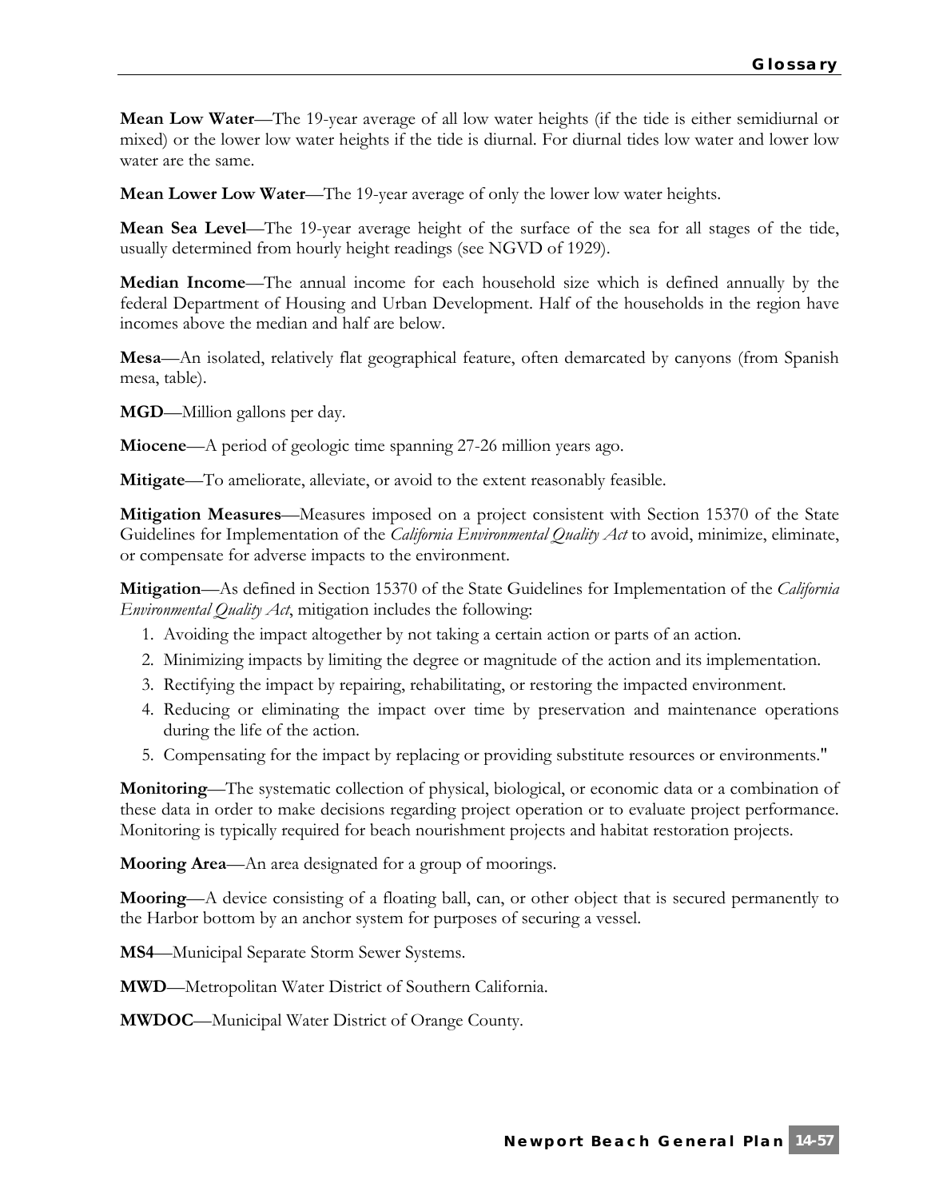**Mean Low Water**—The 19-year average of all low water heights (if the tide is either semidiurnal or mixed) or the lower low water heights if the tide is diurnal. For diurnal tides low water and lower low water are the same.

**Mean Lower Low Water**—The 19-year average of only the lower low water heights.

**Mean Sea Level**—The 19-year average height of the surface of the sea for all stages of the tide, usually determined from hourly height readings (see NGVD of 1929).

**Median Income**—The annual income for each household size which is defined annually by the federal Department of Housing and Urban Development. Half of the households in the region have incomes above the median and half are below.

**Mesa**—An isolated, relatively flat geographical feature, often demarcated by canyons (from Spanish mesa, table).

**MGD**—Million gallons per day.

**Miocene**—A period of geologic time spanning 27-26 million years ago.

**Mitigate**—To ameliorate, alleviate, or avoid to the extent reasonably feasible.

**Mitigation Measures**—Measures imposed on a project consistent with Section 15370 of the State Guidelines for Implementation of the *California Environmental Quality Act* to avoid, minimize, eliminate, or compensate for adverse impacts to the environment.

**Mitigation**—As defined in Section 15370 of the State Guidelines for Implementation of the *California Environmental Quality Act*, mitigation includes the following:

1. Avoiding the impact altogether by not taking a certain action or parts of an action.
2. Minimizing impacts by limiting the degree or magnitude of the action and its implementation.
3. Rectifying the impact by repairing, rehabilitating, or restoring the impacted environment.
4. Reducing or eliminating the impact over time by preservation and maintenance operations during the life of the action.
5. Compensating for the impact by replacing or providing substitute resources or environments."

**Monitoring**—The systematic collection of physical, biological, or economic data or a combination of these data in order to make decisions regarding project operation or to evaluate project performance. Monitoring is typically required for beach nourishment projects and habitat restoration projects.

**Mooring Area**—An area designated for a group of moorings.

**Mooring**—A device consisting of a floating ball, can, or other object that is secured permanently to the Harbor bottom by an anchor system for purposes of securing a vessel.

**MS4**—Municipal Separate Storm Sewer Systems.

**MWD**—Metropolitan Water District of Southern California.

**MWDOC**—Municipal Water District of Orange County.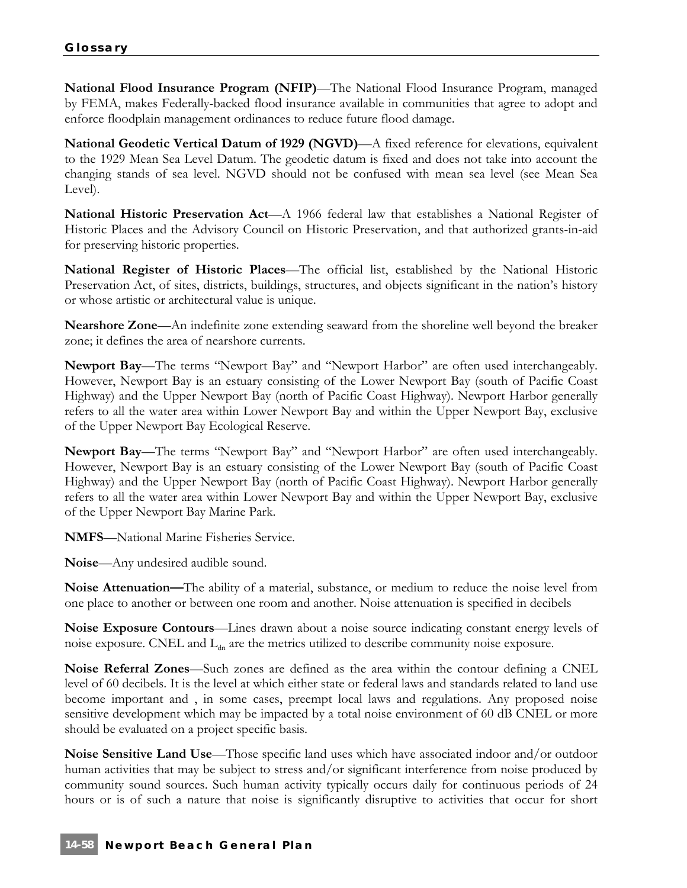**National Flood Insurance Program (NFIP)**—The National Flood Insurance Program, managed by FEMA, makes Federally-backed flood insurance available in communities that agree to adopt and enforce floodplain management ordinances to reduce future flood damage.

**National Geodetic Vertical Datum of 1929 (NGVD)**—A fixed reference for elevations, equivalent to the 1929 Mean Sea Level Datum. The geodetic datum is fixed and does not take into account the changing stands of sea level. NGVD should not be confused with mean sea level (see Mean Sea Level).

**National Historic Preservation Act**—A 1966 federal law that establishes a National Register of Historic Places and the Advisory Council on Historic Preservation, and that authorized grants-in-aid for preserving historic properties.

**National Register of Historic Places**—The official list, established by the National Historic Preservation Act, of sites, districts, buildings, structures, and objects significant in the nation's history or whose artistic or architectural value is unique.

**Nearshore Zone**—An indefinite zone extending seaward from the shoreline well beyond the breaker zone; it defines the area of nearshore currents.

**Newport Bay**—The terms "Newport Bay" and "Newport Harbor" are often used interchangeably. However, Newport Bay is an estuary consisting of the Lower Newport Bay (south of Pacific Coast Highway) and the Upper Newport Bay (north of Pacific Coast Highway). Newport Harbor generally refers to all the water area within Lower Newport Bay and within the Upper Newport Bay, exclusive of the Upper Newport Bay Ecological Reserve.

**Newport Bay**—The terms "Newport Bay" and "Newport Harbor" are often used interchangeably. However, Newport Bay is an estuary consisting of the Lower Newport Bay (south of Pacific Coast Highway) and the Upper Newport Bay (north of Pacific Coast Highway). Newport Harbor generally refers to all the water area within Lower Newport Bay and within the Upper Newport Bay, exclusive of the Upper Newport Bay Marine Park.

**NMFS**—National Marine Fisheries Service.

**Noise**—Any undesired audible sound.

**Noise Attenuation—**The ability of a material, substance, or medium to reduce the noise level from one place to another or between one room and another. Noise attenuation is specified in decibels

**Noise Exposure Contours**—Lines drawn about a noise source indicating constant energy levels of noise exposure. CNEL and $L_{dn}$ are the metrics utilized to describe community noise exposure.

**Noise Referral Zones**—Such zones are defined as the area within the contour defining a CNEL level of 60 decibels. It is the level at which either state or federal laws and standards related to land use become important and , in some cases, preempt local laws and regulations. Any proposed noise sensitive development which may be impacted by a total noise environment of 60 dB CNEL or more should be evaluated on a project specific basis.

**Noise Sensitive Land Use**—Those specific land uses which have associated indoor and/or outdoor human activities that may be subject to stress and/or significant interference from noise produced by community sound sources. Such human activity typically occurs daily for continuous periods of 24 hours or is of such a nature that noise is significantly disruptive to activities that occur for short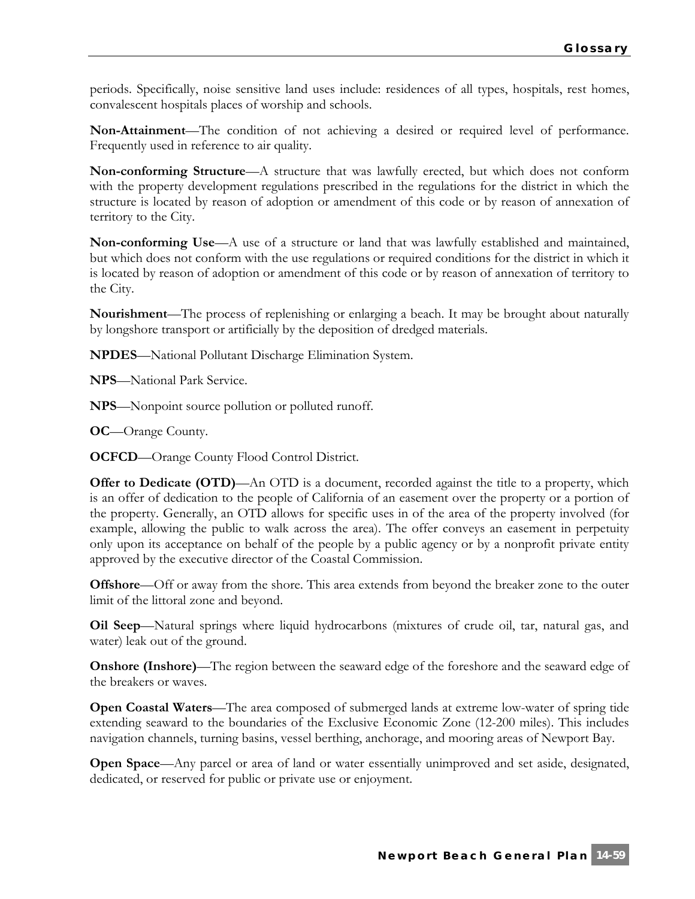periods. Specifically, noise sensitive land uses include: residences of all types, hospitals, rest homes, convalescent hospitals places of worship and schools.

**Non-Attainment**—The condition of not achieving a desired or required level of performance. Frequently used in reference to air quality.

**Non-conforming Structure**—A structure that was lawfully erected, but which does not conform with the property development regulations prescribed in the regulations for the district in which the structure is located by reason of adoption or amendment of this code or by reason of annexation of territory to the City.

**Non-conforming Use**—A use of a structure or land that was lawfully established and maintained, but which does not conform with the use regulations or required conditions for the district in which it is located by reason of adoption or amendment of this code or by reason of annexation of territory to the City.

**Nourishment**—The process of replenishing or enlarging a beach. It may be brought about naturally by longshore transport or artificially by the deposition of dredged materials.

**NPDES**—National Pollutant Discharge Elimination System.

**NPS**—National Park Service.

**NPS**—Nonpoint source pollution or polluted runoff.

**OC**—Orange County.

**OCFCD**—Orange County Flood Control District.

**Offer to Dedicate (OTD)**—An OTD is a document, recorded against the title to a property, which is an offer of dedication to the people of California of an easement over the property or a portion of the property. Generally, an OTD allows for specific uses in of the area of the property involved (for example, allowing the public to walk across the area). The offer conveys an easement in perpetuity only upon its acceptance on behalf of the people by a public agency or by a nonprofit private entity approved by the executive director of the Coastal Commission.

**Offshore**—Off or away from the shore. This area extends from beyond the breaker zone to the outer limit of the littoral zone and beyond.

**Oil Seep**—Natural springs where liquid hydrocarbons (mixtures of crude oil, tar, natural gas, and water) leak out of the ground.

**Onshore (Inshore)**—The region between the seaward edge of the foreshore and the seaward edge of the breakers or waves.

**Open Coastal Waters**—The area composed of submerged lands at extreme low-water of spring tide extending seaward to the boundaries of the Exclusive Economic Zone (12-200 miles). This includes navigation channels, turning basins, vessel berthing, anchorage, and mooring areas of Newport Bay.

**Open Space**—Any parcel or area of land or water essentially unimproved and set aside, designated, dedicated, or reserved for public or private use or enjoyment.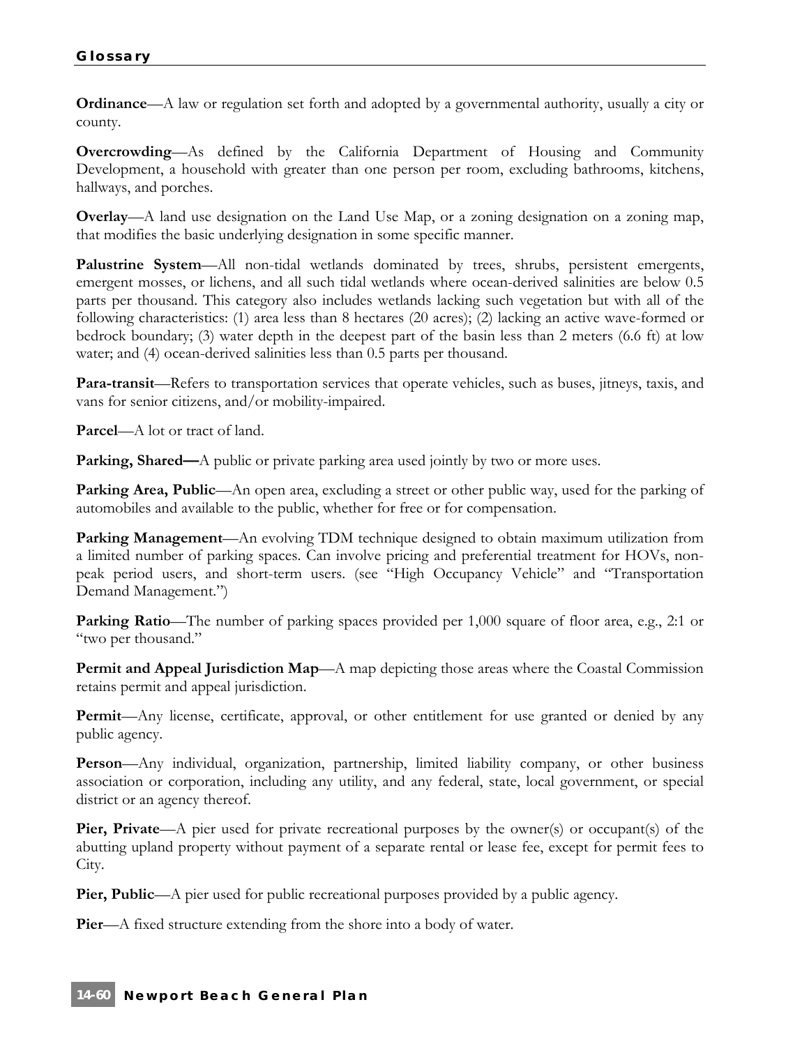**Ordinance**—A law or regulation set forth and adopted by a governmental authority, usually a city or county.

**Overcrowding**—As defined by the California Department of Housing and Community Development, a household with greater than one person per room, excluding bathrooms, kitchens, hallways, and porches.

**Overlay**—A land use designation on the Land Use Map, or a zoning designation on a zoning map, that modifies the basic underlying designation in some specific manner.

**Palustrine System**—All non-tidal wetlands dominated by trees, shrubs, persistent emergents, emergent mosses, or lichens, and all such tidal wetlands where ocean-derived salinities are below 0.5 parts per thousand. This category also includes wetlands lacking such vegetation but with all of the following characteristics: (1) area less than 8 hectares (20 acres); (2) lacking an active wave-formed or bedrock boundary; (3) water depth in the deepest part of the basin less than 2 meters (6.6 ft) at low water; and (4) ocean-derived salinities less than 0.5 parts per thousand.

**Para-transit**—Refers to transportation services that operate vehicles, such as buses, jitneys, taxis, and vans for senior citizens, and/or mobility-impaired.

**Parcel**—A lot or tract of land.

**Parking, Shared—**A public or private parking area used jointly by two or more uses.

**Parking Area, Public**—An open area, excluding a street or other public way, used for the parking of automobiles and available to the public, whether for free or for compensation.

**Parking Management**—An evolving TDM technique designed to obtain maximum utilization from a limited number of parking spaces. Can involve pricing and preferential treatment for HOVs, non-peak period users, and short-term users. (see "High Occupancy Vehicle" and "Transportation Demand Management.")

**Parking Ratio**—The number of parking spaces provided per 1,000 square of floor area, e.g., 2:1 or "two per thousand."

**Permit and Appeal Jurisdiction Map**—A map depicting those areas where the Coastal Commission retains permit and appeal jurisdiction.

**Permit**—Any license, certificate, approval, or other entitlement for use granted or denied by any public agency.

**Person**—Any individual, organization, partnership, limited liability company, or other business association or corporation, including any utility, and any federal, state, local government, or special district or an agency thereof.

**Pier, Private**—A pier used for private recreational purposes by the owner(s) or occupant(s) of the abutting upland property without payment of a separate rental or lease fee, except for permit fees to City.

**Pier, Public**—A pier used for public recreational purposes provided by a public agency.

**Pier**—A fixed structure extending from the shore into a body of water.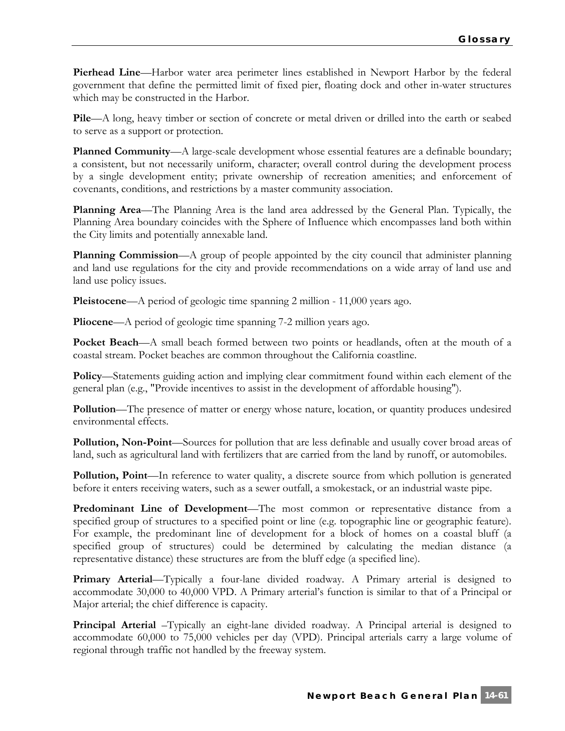**Pierhead Line**—Harbor water area perimeter lines established in Newport Harbor by the federal government that define the permitted limit of fixed pier, floating dock and other in-water structures which may be constructed in the Harbor.

**Pile**—A long, heavy timber or section of concrete or metal driven or drilled into the earth or seabed to serve as a support or protection.

**Planned Community**—A large-scale development whose essential features are a definable boundary; a consistent, but not necessarily uniform, character; overall control during the development process by a single development entity; private ownership of recreation amenities; and enforcement of covenants, conditions, and restrictions by a master community association.

**Planning Area**—The Planning Area is the land area addressed by the General Plan. Typically, the Planning Area boundary coincides with the Sphere of Influence which encompasses land both within the City limits and potentially annexable land.

**Planning Commission**—A group of people appointed by the city council that administer planning and land use regulations for the city and provide recommendations on a wide array of land use and land use policy issues.

**Pleistocene**—A period of geologic time spanning 2 million - 11,000 years ago.

**Pliocene**—A period of geologic time spanning 7-2 million years ago.

**Pocket Beach**—A small beach formed between two points or headlands, often at the mouth of a coastal stream. Pocket beaches are common throughout the California coastline.

**Policy**—Statements guiding action and implying clear commitment found within each element of the general plan (e.g., "Provide incentives to assist in the development of affordable housing").

**Pollution**—The presence of matter or energy whose nature, location, or quantity produces undesired environmental effects.

**Pollution, Non-Point**—Sources for pollution that are less definable and usually cover broad areas of land, such as agricultural land with fertilizers that are carried from the land by runoff, or automobiles.

**Pollution, Point**—In reference to water quality, a discrete source from which pollution is generated before it enters receiving waters, such as a sewer outfall, a smokestack, or an industrial waste pipe.

**Predominant Line of Development**—The most common or representative distance from a specified group of structures to a specified point or line (e.g. topographic line or geographic feature). For example, the predominant line of development for a block of homes on a coastal bluff (a specified group of structures) could be determined by calculating the median distance (a representative distance) these structures are from the bluff edge (a specified line).

**Primary Arterial**—Typically a four-lane divided roadway. A Primary arterial is designed to accommodate 30,000 to 40,000 VPD. A Primary arterial's function is similar to that of a Principal or Major arterial; the chief difference is capacity.

**Principal Arterial** –Typically an eight-lane divided roadway. A Principal arterial is designed to accommodate 60,000 to 75,000 vehicles per day (VPD). Principal arterials carry a large volume of regional through traffic not handled by the freeway system.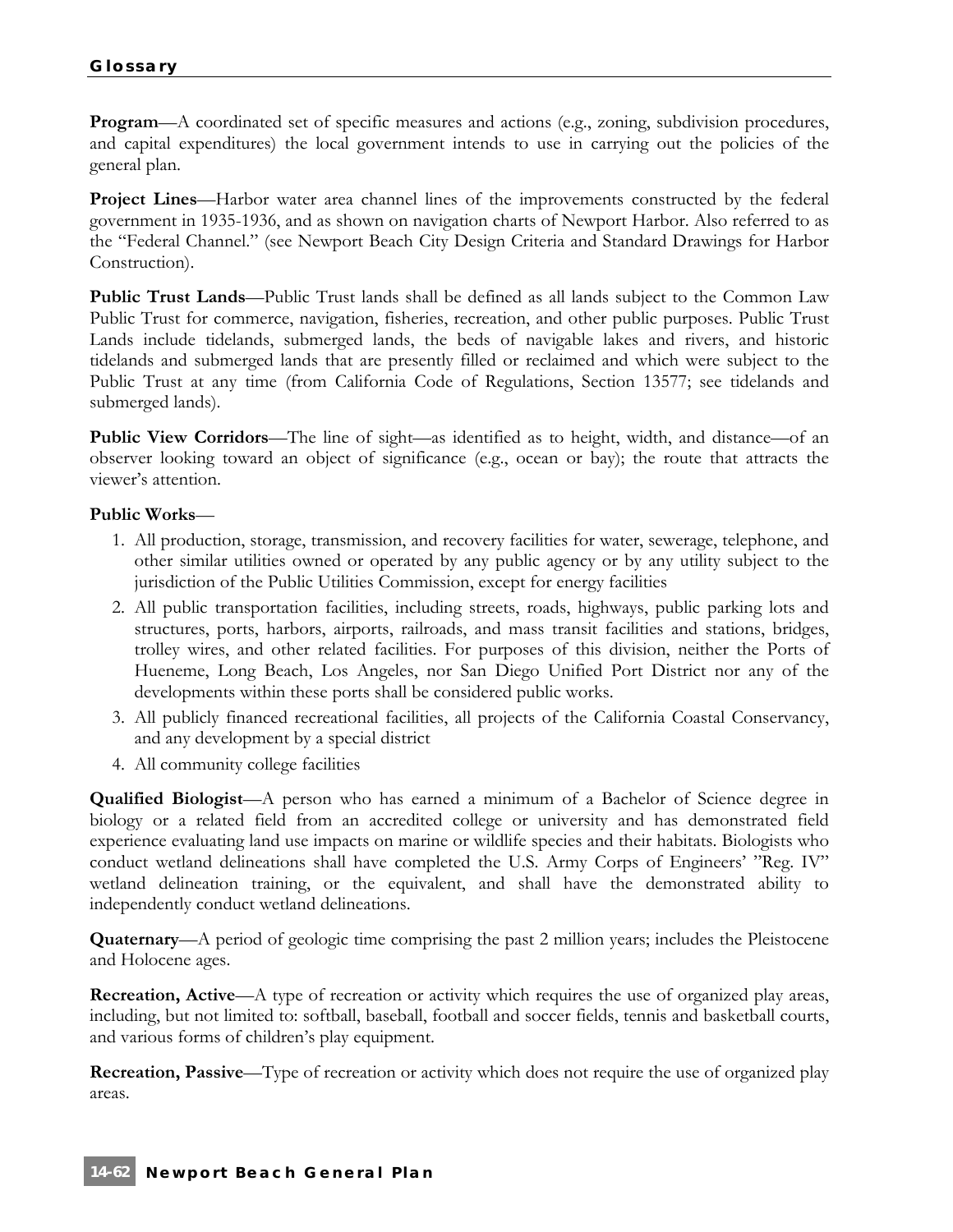**Program**—A coordinated set of specific measures and actions (e.g., zoning, subdivision procedures, and capital expenditures) the local government intends to use in carrying out the policies of the general plan.

**Project Lines**—Harbor water area channel lines of the improvements constructed by the federal government in 1935-1936, and as shown on navigation charts of Newport Harbor. Also referred to as the "Federal Channel." (see Newport Beach City Design Criteria and Standard Drawings for Harbor Construction).

**Public Trust Lands**—Public Trust lands shall be defined as all lands subject to the Common Law Public Trust for commerce, navigation, fisheries, recreation, and other public purposes. Public Trust Lands include tidelands, submerged lands, the beds of navigable lakes and rivers, and historic tidelands and submerged lands that are presently filled or reclaimed and which were subject to the Public Trust at any time (from California Code of Regulations, Section 13577; see tidelands and submerged lands).

**Public View Corridors**—The line of sight—as identified as to height, width, and distance—of an observer looking toward an object of significance (e.g., ocean or bay); the route that attracts the viewer's attention.

**Public Works**—

1. All production, storage, transmission, and recovery facilities for water, sewerage, telephone, and other similar utilities owned or operated by any public agency or by any utility subject to the jurisdiction of the Public Utilities Commission, except for energy facilities
2. All public transportation facilities, including streets, roads, highways, public parking lots and structures, ports, harbors, airports, railroads, and mass transit facilities and stations, bridges, trolley wires, and other related facilities. For purposes of this division, neither the Ports of Hueneme, Long Beach, Los Angeles, nor San Diego Unified Port District nor any of the developments within these ports shall be considered public works.
3. All publicly financed recreational facilities, all projects of the California Coastal Conservancy, and any development by a special district
4. All community college facilities

**Qualified Biologist**—A person who has earned a minimum of a Bachelor of Science degree in biology or a related field from an accredited college or university and has demonstrated field experience evaluating land use impacts on marine or wildlife species and their habitats. Biologists who conduct wetland delineations shall have completed the U.S. Army Corps of Engineers' "Reg. IV" wetland delineation training, or the equivalent, and shall have the demonstrated ability to independently conduct wetland delineations.

**Quaternary**—A period of geologic time comprising the past 2 million years; includes the Pleistocene and Holocene ages.

**Recreation, Active**—A type of recreation or activity which requires the use of organized play areas, including, but not limited to: softball, baseball, football and soccer fields, tennis and basketball courts, and various forms of children's play equipment.

**Recreation, Passive**—Type of recreation or activity which does not require the use of organized play areas.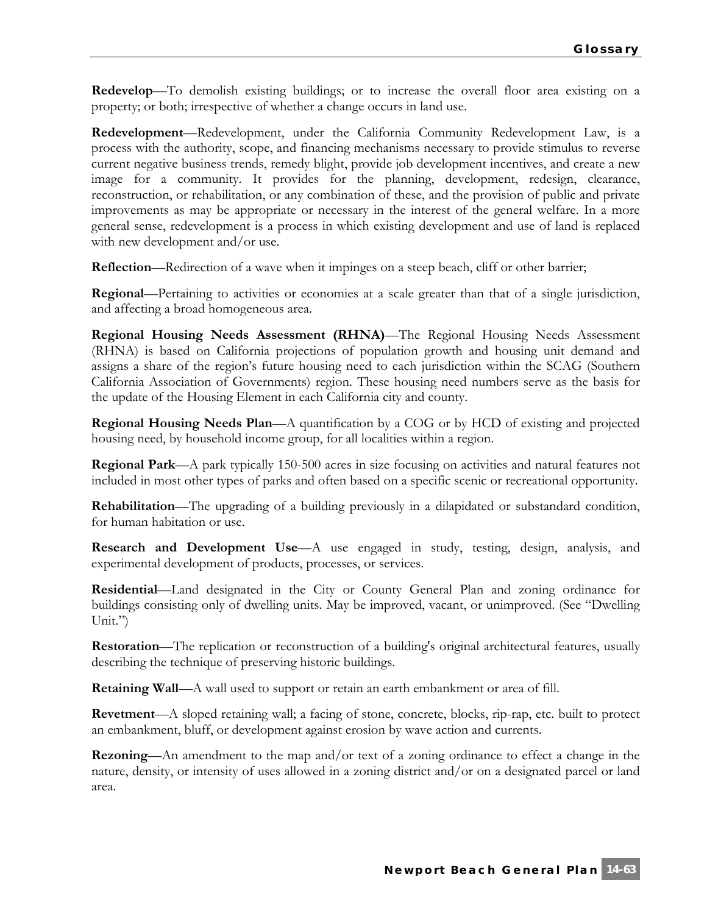**Redevelop**—To demolish existing buildings; or to increase the overall floor area existing on a property; or both; irrespective of whether a change occurs in land use.

**Redevelopment**—Redevelopment, under the California Community Redevelopment Law, is a process with the authority, scope, and financing mechanisms necessary to provide stimulus to reverse current negative business trends, remedy blight, provide job development incentives, and create a new image for a community. It provides for the planning, development, redesign, clearance, reconstruction, or rehabilitation, or any combination of these, and the provision of public and private improvements as may be appropriate or necessary in the interest of the general welfare. In a more general sense, redevelopment is a process in which existing development and use of land is replaced with new development and/or use.

**Reflection**—Redirection of a wave when it impinges on a steep beach, cliff or other barrier;

**Regional**—Pertaining to activities or economies at a scale greater than that of a single jurisdiction, and affecting a broad homogeneous area.

**Regional Housing Needs Assessment (RHNA)**—The Regional Housing Needs Assessment (RHNA) is based on California projections of population growth and housing unit demand and assigns a share of the region's future housing need to each jurisdiction within the SCAG (Southern California Association of Governments) region. These housing need numbers serve as the basis for the update of the Housing Element in each California city and county.

**Regional Housing Needs Plan**—A quantification by a COG or by HCD of existing and projected housing need, by household income group, for all localities within a region.

**Regional Park**—A park typically 150-500 acres in size focusing on activities and natural features not included in most other types of parks and often based on a specific scenic or recreational opportunity.

**Rehabilitation**—The upgrading of a building previously in a dilapidated or substandard condition, for human habitation or use.

**Research and Development Use**—A use engaged in study, testing, design, analysis, and experimental development of products, processes, or services.

**Residential**—Land designated in the City or County General Plan and zoning ordinance for buildings consisting only of dwelling units. May be improved, vacant, or unimproved. (See "Dwelling Unit.")

**Restoration**—The replication or reconstruction of a building's original architectural features, usually describing the technique of preserving historic buildings.

**Retaining Wall**—A wall used to support or retain an earth embankment or area of fill.

**Revetment**—A sloped retaining wall; a facing of stone, concrete, blocks, rip-rap, etc. built to protect an embankment, bluff, or development against erosion by wave action and currents.

**Rezoning**—An amendment to the map and/or text of a zoning ordinance to effect a change in the nature, density, or intensity of uses allowed in a zoning district and/or on a designated parcel or land area.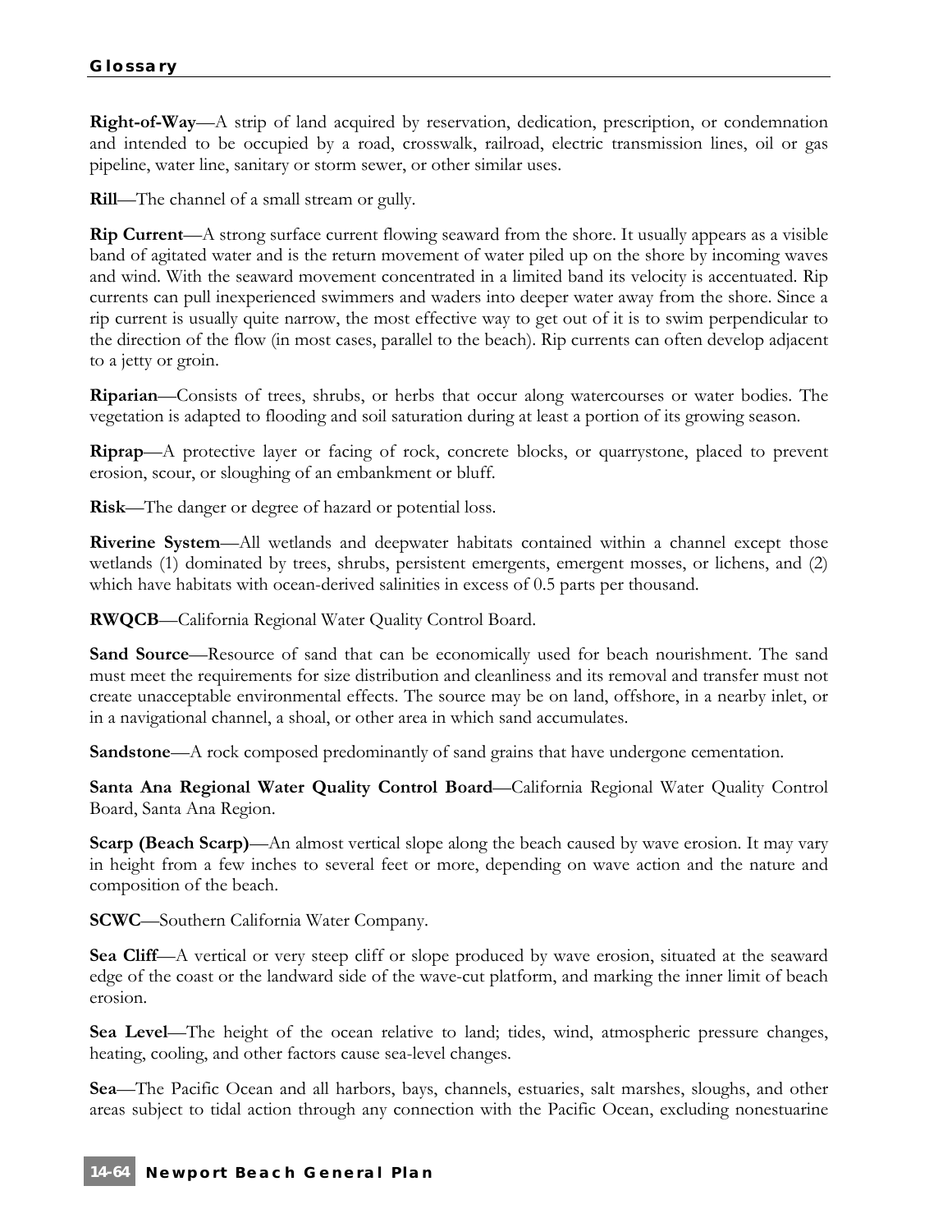**Right-of-Way**—A strip of land acquired by reservation, dedication, prescription, or condemnation and intended to be occupied by a road, crosswalk, railroad, electric transmission lines, oil or gas pipeline, water line, sanitary or storm sewer, or other similar uses.

**Rill**—The channel of a small stream or gully.

**Rip Current**—A strong surface current flowing seaward from the shore. It usually appears as a visible band of agitated water and is the return movement of water piled up on the shore by incoming waves and wind. With the seaward movement concentrated in a limited band its velocity is accentuated. Rip currents can pull inexperienced swimmers and waders into deeper water away from the shore. Since a rip current is usually quite narrow, the most effective way to get out of it is to swim perpendicular to the direction of the flow (in most cases, parallel to the beach). Rip currents can often develop adjacent to a jetty or groin.

**Riparian**—Consists of trees, shrubs, or herbs that occur along watercourses or water bodies. The vegetation is adapted to flooding and soil saturation during at least a portion of its growing season.

**Riprap**—A protective layer or facing of rock, concrete blocks, or quarrystone, placed to prevent erosion, scour, or sloughing of an embankment or bluff.

**Risk**—The danger or degree of hazard or potential loss.

**Riverine System**—All wetlands and deepwater habitats contained within a channel except those wetlands (1) dominated by trees, shrubs, persistent emergents, emergent mosses, or lichens, and (2) which have habitats with ocean-derived salinities in excess of 0.5 parts per thousand.

**RWQCB**—California Regional Water Quality Control Board.

**Sand Source**—Resource of sand that can be economically used for beach nourishment. The sand must meet the requirements for size distribution and cleanliness and its removal and transfer must not create unacceptable environmental effects. The source may be on land, offshore, in a nearby inlet, or in a navigational channel, a shoal, or other area in which sand accumulates.

**Sandstone**—A rock composed predominantly of sand grains that have undergone cementation.

**Santa Ana Regional Water Quality Control Board**—California Regional Water Quality Control Board, Santa Ana Region.

**Scarp (Beach Scarp)**—An almost vertical slope along the beach caused by wave erosion. It may vary in height from a few inches to several feet or more, depending on wave action and the nature and composition of the beach.

**SCWC**—Southern California Water Company.

**Sea Cliff**—A vertical or very steep cliff or slope produced by wave erosion, situated at the seaward edge of the coast or the landward side of the wave-cut platform, and marking the inner limit of beach erosion.

**Sea Level**—The height of the ocean relative to land; tides, wind, atmospheric pressure changes, heating, cooling, and other factors cause sea-level changes.

**Sea**—The Pacific Ocean and all harbors, bays, channels, estuaries, salt marshes, sloughs, and other areas subject to tidal action through any connection with the Pacific Ocean, excluding nonestuarine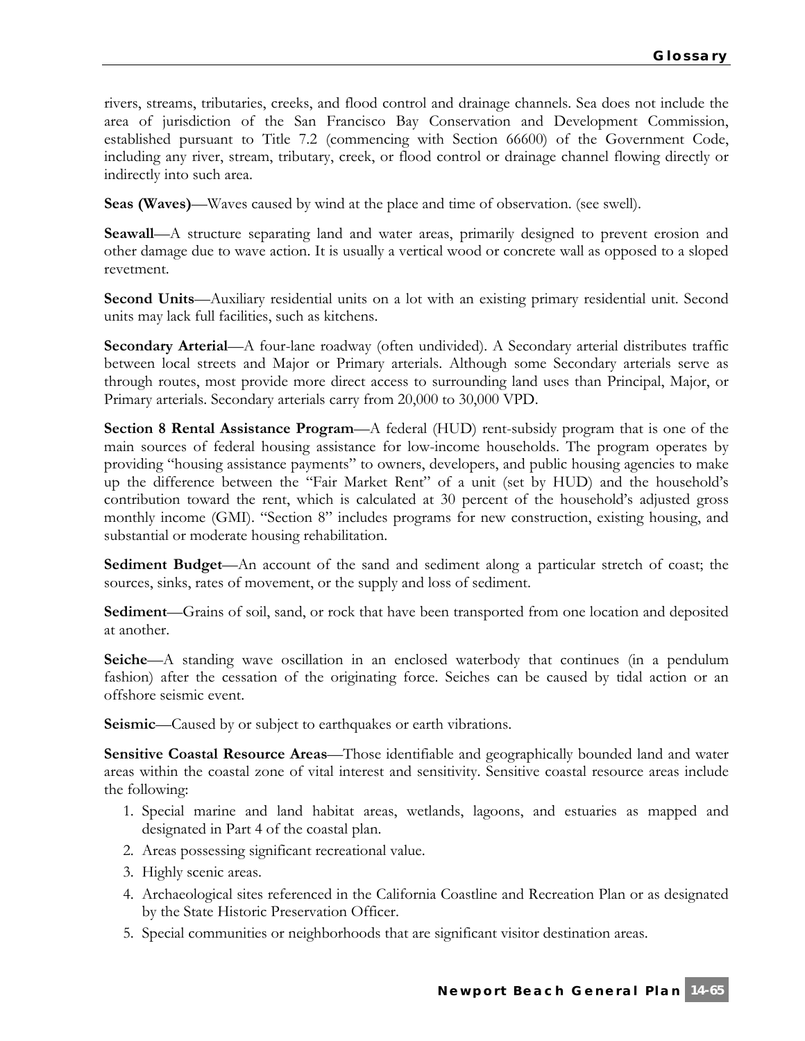rivers, streams, tributaries, creeks, and flood control and drainage channels. Sea does not include the area of jurisdiction of the San Francisco Bay Conservation and Development Commission, established pursuant to Title 7.2 (commencing with Section 66600) of the Government Code, including any river, stream, tributary, creek, or flood control or drainage channel flowing directly or indirectly into such area.

**Seas (Waves)**—Waves caused by wind at the place and time of observation. (see swell).

**Seawall**—A structure separating land and water areas, primarily designed to prevent erosion and other damage due to wave action. It is usually a vertical wood or concrete wall as opposed to a sloped revetment.

**Second Units**—Auxiliary residential units on a lot with an existing primary residential unit. Second units may lack full facilities, such as kitchens.

**Secondary Arterial**—A four-lane roadway (often undivided). A Secondary arterial distributes traffic between local streets and Major or Primary arterials. Although some Secondary arterials serve as through routes, most provide more direct access to surrounding land uses than Principal, Major, or Primary arterials. Secondary arterials carry from 20,000 to 30,000 VPD.

**Section 8 Rental Assistance Program**—A federal (HUD) rent-subsidy program that is one of the main sources of federal housing assistance for low-income households. The program operates by providing "housing assistance payments" to owners, developers, and public housing agencies to make up the difference between the "Fair Market Rent" of a unit (set by HUD) and the household's contribution toward the rent, which is calculated at 30 percent of the household's adjusted gross monthly income (GMI). "Section 8" includes programs for new construction, existing housing, and substantial or moderate housing rehabilitation.

**Sediment Budget**—An account of the sand and sediment along a particular stretch of coast; the sources, sinks, rates of movement, or the supply and loss of sediment.

**Sediment**—Grains of soil, sand, or rock that have been transported from one location and deposited at another.

**Seiche**—A standing wave oscillation in an enclosed waterbody that continues (in a pendulum fashion) after the cessation of the originating force. Seiches can be caused by tidal action or an offshore seismic event.

**Seismic**—Caused by or subject to earthquakes or earth vibrations.

**Sensitive Coastal Resource Areas**—Those identifiable and geographically bounded land and water areas within the coastal zone of vital interest and sensitivity. Sensitive coastal resource areas include the following:

1. Special marine and land habitat areas, wetlands, lagoons, and estuaries as mapped and designated in Part 4 of the coastal plan.
2. Areas possessing significant recreational value.
3. Highly scenic areas.
4. Archaeological sites referenced in the California Coastline and Recreation Plan or as designated by the State Historic Preservation Officer.
5. Special communities or neighborhoods that are significant visitor destination areas.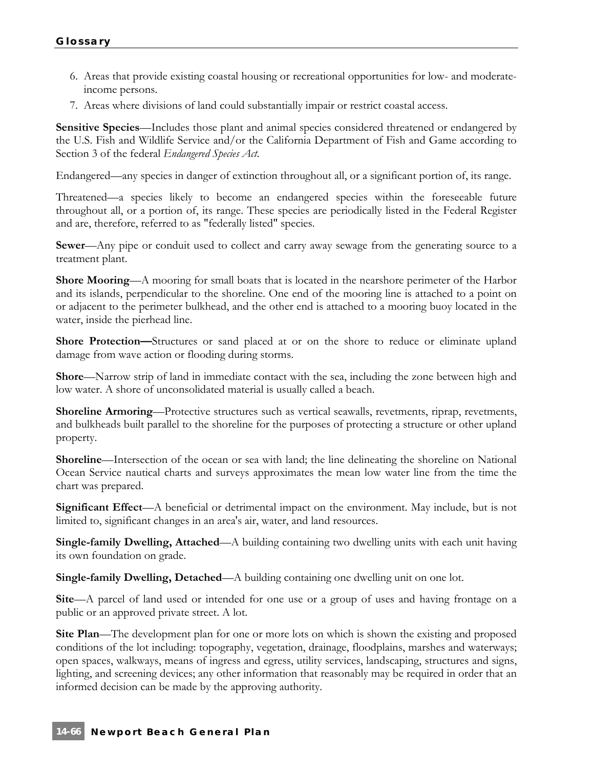6. Areas that provide existing coastal housing or recreational opportunities for low- and moderate-income persons.
7. Areas where divisions of land could substantially impair or restrict coastal access.

**Sensitive Species**—Includes those plant and animal species considered threatened or endangered by the U.S. Fish and Wildlife Service and/or the California Department of Fish and Game according to Section 3 of the federal *Endangered Species Act*.

Endangered—any species in danger of extinction throughout all, or a significant portion of, its range.

Threatened—a species likely to become an endangered species within the foreseeable future throughout all, or a portion of, its range. These species are periodically listed in the Federal Register and are, therefore, referred to as "federally listed" species.

**Sewer**—Any pipe or conduit used to collect and carry away sewage from the generating source to a treatment plant.

**Shore Mooring**—A mooring for small boats that is located in the nearshore perimeter of the Harbor and its islands, perpendicular to the shoreline. One end of the mooring line is attached to a point on or adjacent to the perimeter bulkhead, and the other end is attached to a mooring buoy located in the water, inside the pierhead line.

**Shore Protection—**Structures or sand placed at or on the shore to reduce or eliminate upland damage from wave action or flooding during storms.

**Shore**—Narrow strip of land in immediate contact with the sea, including the zone between high and low water. A shore of unconsolidated material is usually called a beach.

**Shoreline Armoring**—Protective structures such as vertical seawalls, revetments, riprap, revetments, and bulkheads built parallel to the shoreline for the purposes of protecting a structure or other upland property.

**Shoreline**—Intersection of the ocean or sea with land; the line delineating the shoreline on National Ocean Service nautical charts and surveys approximates the mean low water line from the time the chart was prepared.

**Significant Effect**—A beneficial or detrimental impact on the environment. May include, but is not limited to, significant changes in an area's air, water, and land resources.

**Single-family Dwelling, Attached**—A building containing two dwelling units with each unit having its own foundation on grade.

**Single-family Dwelling, Detached**—A building containing one dwelling unit on one lot.

**Site**—A parcel of land used or intended for one use or a group of uses and having frontage on a public or an approved private street. A lot.

**Site Plan**—The development plan for one or more lots on which is shown the existing and proposed conditions of the lot including: topography, vegetation, drainage, floodplains, marshes and waterways; open spaces, walkways, means of ingress and egress, utility services, landscaping, structures and signs, lighting, and screening devices; any other information that reasonably may be required in order that an informed decision can be made by the approving authority.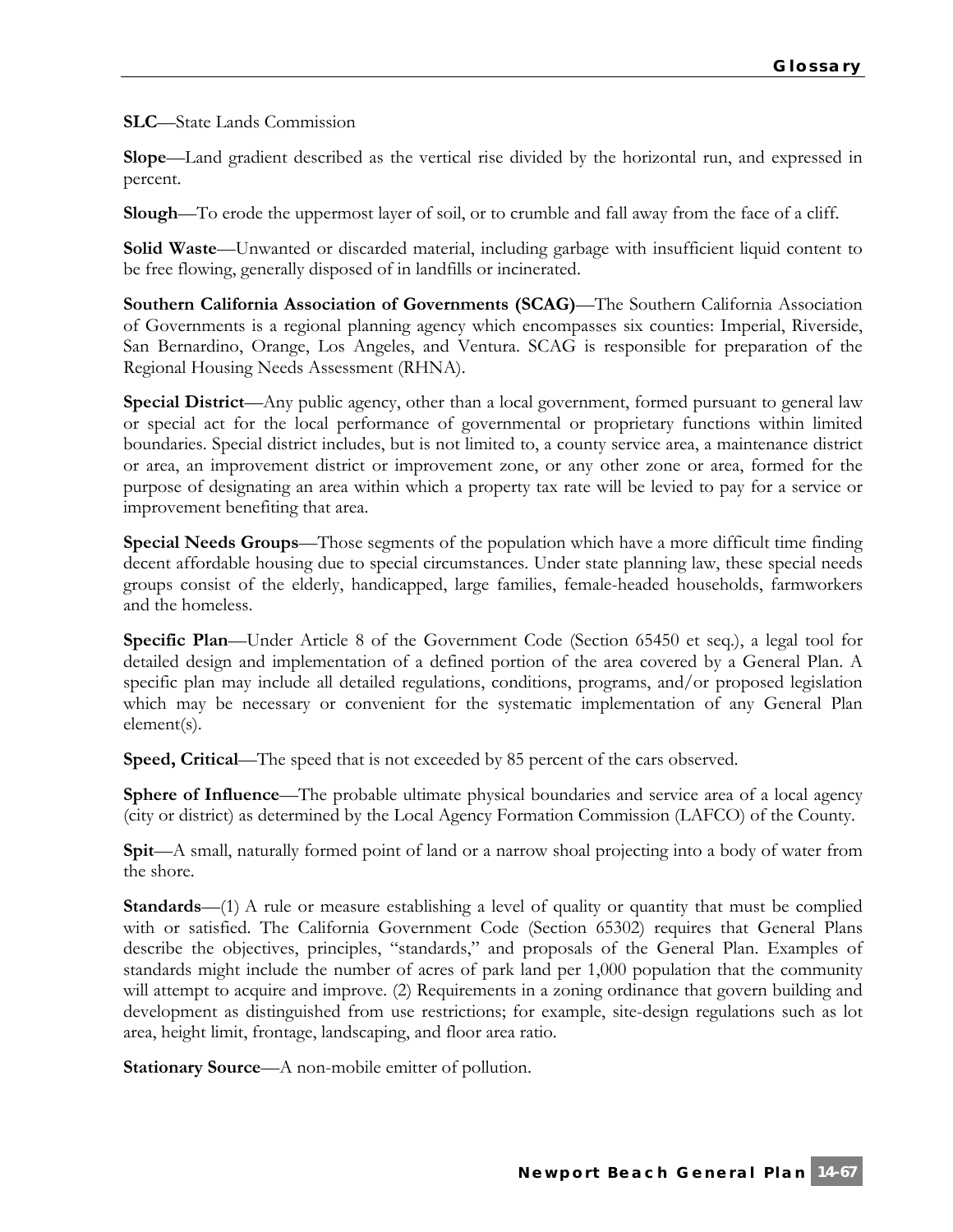**SLC**—State Lands Commission

**Slope**—Land gradient described as the vertical rise divided by the horizontal run, and expressed in percent.

**Slough**—To erode the uppermost layer of soil, or to crumble and fall away from the face of a cliff.

**Solid Waste**—Unwanted or discarded material, including garbage with insufficient liquid content to be free flowing, generally disposed of in landfills or incinerated.

**Southern California Association of Governments (SCAG)**—The Southern California Association of Governments is a regional planning agency which encompasses six counties: Imperial, Riverside, San Bernardino, Orange, Los Angeles, and Ventura. SCAG is responsible for preparation of the Regional Housing Needs Assessment (RHNA).

**Special District**—Any public agency, other than a local government, formed pursuant to general law or special act for the local performance of governmental or proprietary functions within limited boundaries. Special district includes, but is not limited to, a county service area, a maintenance district or area, an improvement district or improvement zone, or any other zone or area, formed for the purpose of designating an area within which a property tax rate will be levied to pay for a service or improvement benefiting that area.

**Special Needs Groups**—Those segments of the population which have a more difficult time finding decent affordable housing due to special circumstances. Under state planning law, these special needs groups consist of the elderly, handicapped, large families, female-headed households, farmworkers and the homeless.

**Specific Plan**—Under Article 8 of the Government Code (Section 65450 et seq.), a legal tool for detailed design and implementation of a defined portion of the area covered by a General Plan. A specific plan may include all detailed regulations, conditions, programs, and/or proposed legislation which may be necessary or convenient for the systematic implementation of any General Plan element(s).

**Speed, Critical**—The speed that is not exceeded by 85 percent of the cars observed.

**Sphere of Influence**—The probable ultimate physical boundaries and service area of a local agency (city or district) as determined by the Local Agency Formation Commission (LAFCO) of the County.

**Spit**—A small, naturally formed point of land or a narrow shoal projecting into a body of water from the shore.

**Standards**—(1) A rule or measure establishing a level of quality or quantity that must be complied with or satisfied. The California Government Code (Section 65302) requires that General Plans describe the objectives, principles, "standards," and proposals of the General Plan. Examples of standards might include the number of acres of park land per 1,000 population that the community will attempt to acquire and improve. (2) Requirements in a zoning ordinance that govern building and development as distinguished from use restrictions; for example, site-design regulations such as lot area, height limit, frontage, landscaping, and floor area ratio.

**Stationary Source**—A non-mobile emitter of pollution.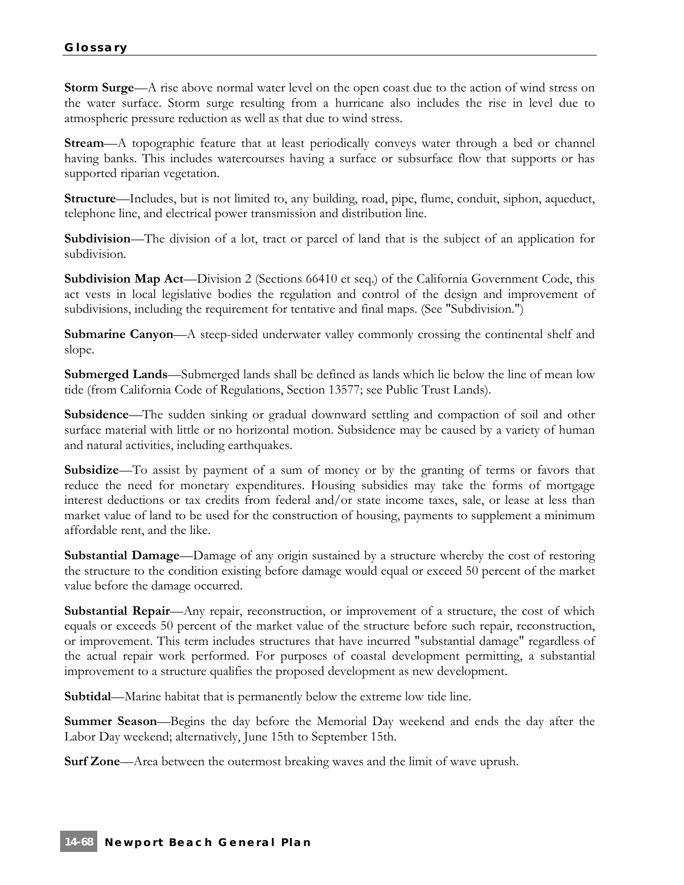**Storm Surge**—A rise above normal water level on the open coast due to the action of wind stress on the water surface. Storm surge resulting from a hurricane also includes the rise in level due to atmospheric pressure reduction as well as that due to wind stress.

**Stream**—A topographic feature that at least periodically conveys water through a bed or channel having banks. This includes watercourses having a surface or subsurface flow that supports or has supported riparian vegetation.

**Structure**—Includes, but is not limited to, any building, road, pipe, flume, conduit, siphon, aqueduct, telephone line, and electrical power transmission and distribution line.

**Subdivision**—The division of a lot, tract or parcel of land that is the subject of an application for subdivision.

**Subdivision Map Act**—Division 2 (Sections 66410 et seq.) of the California Government Code, this act vests in local legislative bodies the regulation and control of the design and improvement of subdivisions, including the requirement for tentative and final maps. (See "Subdivision.")

**Submarine Canyon**—A steep-sided underwater valley commonly crossing the continental shelf and slope.

**Submerged Lands**—Submerged lands shall be defined as lands which lie below the line of mean low tide (from California Code of Regulations, Section 13577; see Public Trust Lands).

**Subsidence**—The sudden sinking or gradual downward settling and compaction of soil and other surface material with little or no horizontal motion. Subsidence may be caused by a variety of human and natural activities, including earthquakes.

**Subsidize**—To assist by payment of a sum of money or by the granting of terms or favors that reduce the need for monetary expenditures. Housing subsidies may take the forms of mortgage interest deductions or tax credits from federal and/or state income taxes, sale, or lease at less than market value of land to be used for the construction of housing, payments to supplement a minimum affordable rent, and the like.

**Substantial Damage**—Damage of any origin sustained by a structure whereby the cost of restoring the structure to the condition existing before damage would equal or exceed 50 percent of the market value before the damage occurred.

**Substantial Repair**—Any repair, reconstruction, or improvement of a structure, the cost of which equals or exceeds 50 percent of the market value of the structure before such repair, reconstruction, or improvement. This term includes structures that have incurred "substantial damage" regardless of the actual repair work performed. For purposes of coastal development permitting, a substantial improvement to a structure qualifies the proposed development as new development.

**Subtidal**—Marine habitat that is permanently below the extreme low tide line.

**Summer Season**—Begins the day before the Memorial Day weekend and ends the day after the Labor Day weekend; alternatively, June 15th to September 15th.

**Surf Zone**—Area between the outermost breaking waves and the limit of wave uprush.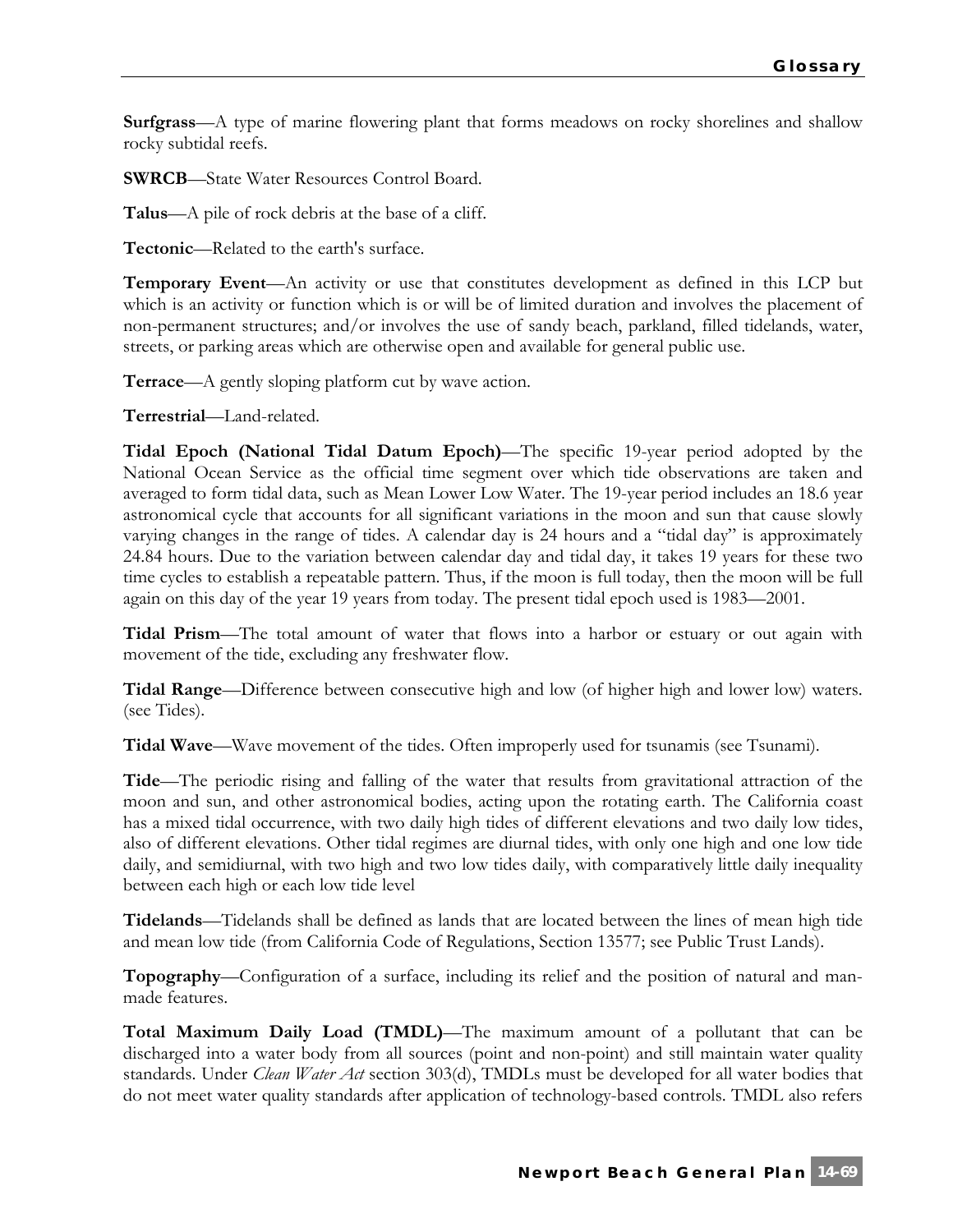**Surfgrass**—A type of marine flowering plant that forms meadows on rocky shorelines and shallow rocky subtidal reefs.

**SWRCB**—State Water Resources Control Board.

**Talus**—A pile of rock debris at the base of a cliff.

**Tectonic**—Related to the earth's surface.

**Temporary Event**—An activity or use that constitutes development as defined in this LCP but which is an activity or function which is or will be of limited duration and involves the placement of non-permanent structures; and/or involves the use of sandy beach, parkland, filled tidelands, water, streets, or parking areas which are otherwise open and available for general public use.

**Terrace**—A gently sloping platform cut by wave action.

**Terrestrial**—Land-related.

**Tidal Epoch (National Tidal Datum Epoch)**—The specific 19-year period adopted by the National Ocean Service as the official time segment over which tide observations are taken and averaged to form tidal data, such as Mean Lower Low Water. The 19-year period includes an 18.6 year astronomical cycle that accounts for all significant variations in the moon and sun that cause slowly varying changes in the range of tides. A calendar day is 24 hours and a "tidal day" is approximately 24.84 hours. Due to the variation between calendar day and tidal day, it takes 19 years for these two time cycles to establish a repeatable pattern. Thus, if the moon is full today, then the moon will be full again on this day of the year 19 years from today. The present tidal epoch used is 1983—2001.

**Tidal Prism**—The total amount of water that flows into a harbor or estuary or out again with movement of the tide, excluding any freshwater flow.

**Tidal Range**—Difference between consecutive high and low (of higher high and lower low) waters. (see Tides).

**Tidal Wave**—Wave movement of the tides. Often improperly used for tsunamis (see Tsunami).

**Tide**—The periodic rising and falling of the water that results from gravitational attraction of the moon and sun, and other astronomical bodies, acting upon the rotating earth. The California coast has a mixed tidal occurrence, with two daily high tides of different elevations and two daily low tides, also of different elevations. Other tidal regimes are diurnal tides, with only one high and one low tide daily, and semidiurnal, with two high and two low tides daily, with comparatively little daily inequality between each high or each low tide level

**Tidelands**—Tidelands shall be defined as lands that are located between the lines of mean high tide and mean low tide (from California Code of Regulations, Section 13577; see Public Trust Lands).

**Topography**—Configuration of a surface, including its relief and the position of natural and man-made features.

**Total Maximum Daily Load (TMDL)**—The maximum amount of a pollutant that can be discharged into a water body from all sources (point and non-point) and still maintain water quality standards. Under *Clean Water Act* section 303(d), TMDLs must be developed for all water bodies that do not meet water quality standards after application of technology-based controls. TMDL also refers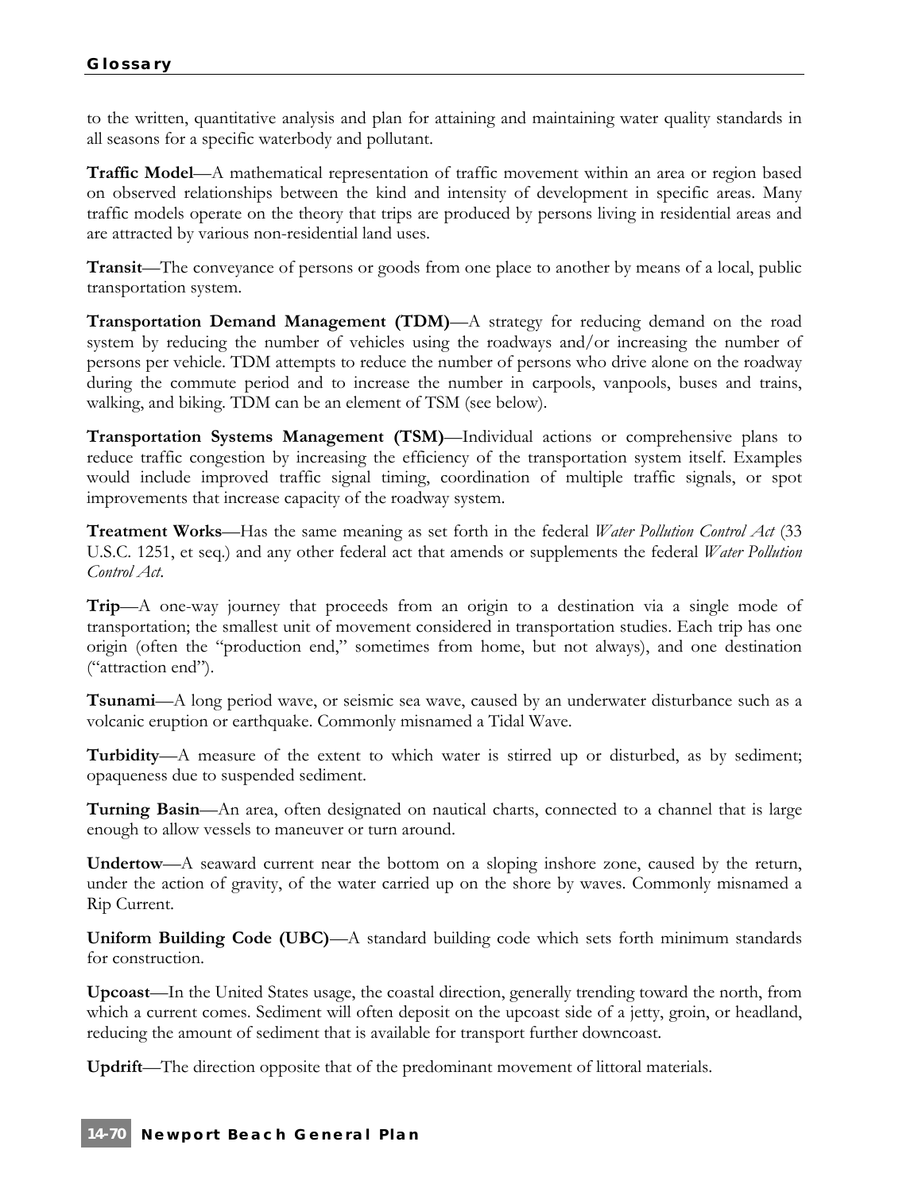to the written, quantitative analysis and plan for attaining and maintaining water quality standards in all seasons for a specific waterbody and pollutant.

**Traffic Model**—A mathematical representation of traffic movement within an area or region based on observed relationships between the kind and intensity of development in specific areas. Many traffic models operate on the theory that trips are produced by persons living in residential areas and are attracted by various non-residential land uses.

**Transit**—The conveyance of persons or goods from one place to another by means of a local, public transportation system.

**Transportation Demand Management (TDM)**—A strategy for reducing demand on the road system by reducing the number of vehicles using the roadways and/or increasing the number of persons per vehicle. TDM attempts to reduce the number of persons who drive alone on the roadway during the commute period and to increase the number in carpools, vanpools, buses and trains, walking, and biking. TDM can be an element of TSM (see below).

**Transportation Systems Management (TSM)**—Individual actions or comprehensive plans to reduce traffic congestion by increasing the efficiency of the transportation system itself. Examples would include improved traffic signal timing, coordination of multiple traffic signals, or spot improvements that increase capacity of the roadway system.

**Treatment Works**—Has the same meaning as set forth in the federal *Water Pollution Control Act* (33 U.S.C. 1251, et seq.) and any other federal act that amends or supplements the federal *Water Pollution Control Act*.

**Trip**—A one-way journey that proceeds from an origin to a destination via a single mode of transportation; the smallest unit of movement considered in transportation studies. Each trip has one origin (often the "production end," sometimes from home, but not always), and one destination ("attraction end").

**Tsunami**—A long period wave, or seismic sea wave, caused by an underwater disturbance such as a volcanic eruption or earthquake. Commonly misnamed a Tidal Wave.

**Turbidity**—A measure of the extent to which water is stirred up or disturbed, as by sediment; opaqueness due to suspended sediment.

**Turning Basin**—An area, often designated on nautical charts, connected to a channel that is large enough to allow vessels to maneuver or turn around.

**Undertow**—A seaward current near the bottom on a sloping inshore zone, caused by the return, under the action of gravity, of the water carried up on the shore by waves. Commonly misnamed a Rip Current.

**Uniform Building Code (UBC)**—A standard building code which sets forth minimum standards for construction.

**Upcoast**—In the United States usage, the coastal direction, generally trending toward the north, from which a current comes. Sediment will often deposit on the upcoast side of a jetty, groin, or headland, reducing the amount of sediment that is available for transport further downcoast.

**Updrift**—The direction opposite that of the predominant movement of littoral materials.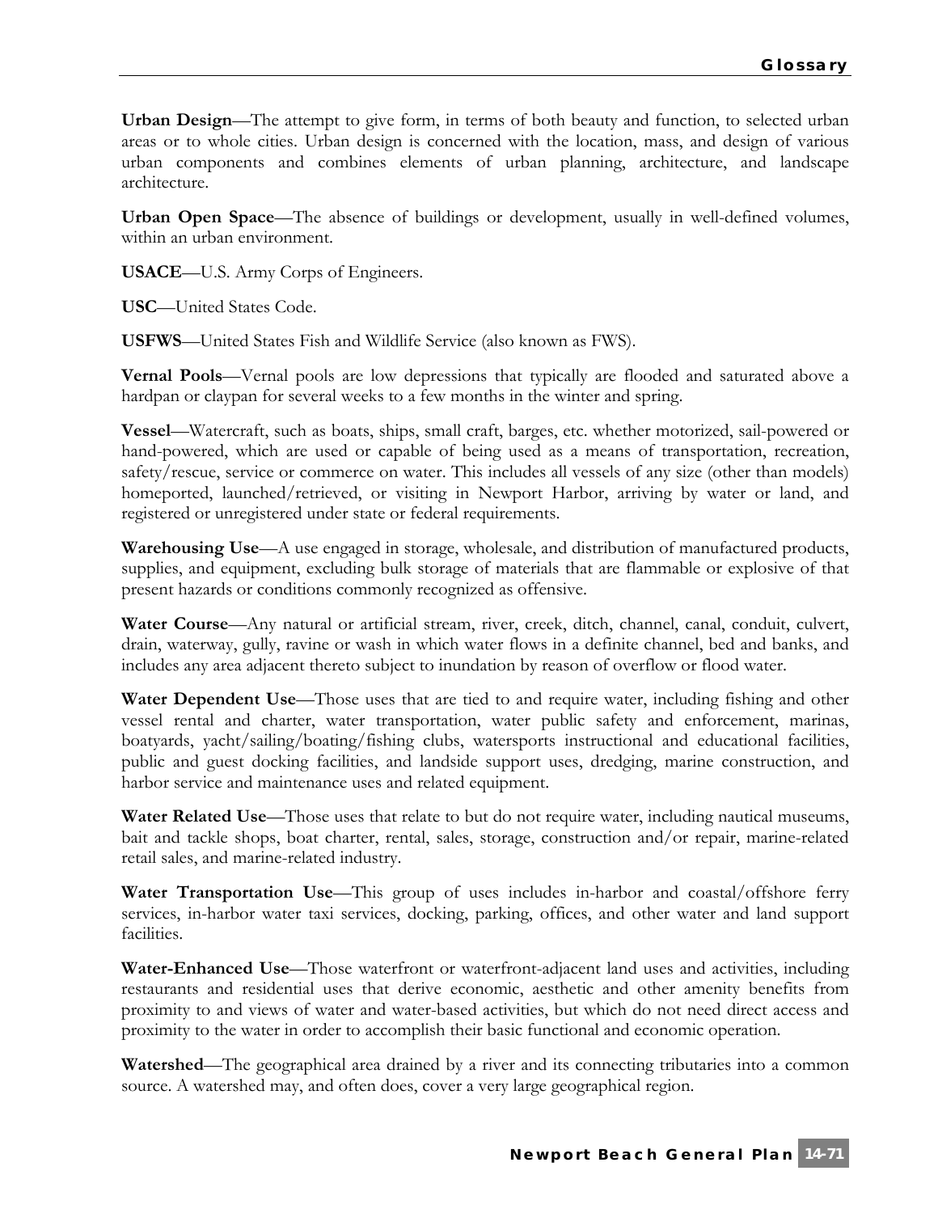**Urban Design**—The attempt to give form, in terms of both beauty and function, to selected urban areas or to whole cities. Urban design is concerned with the location, mass, and design of various urban components and combines elements of urban planning, architecture, and landscape architecture.

**Urban Open Space**—The absence of buildings or development, usually in well-defined volumes, within an urban environment.

**USACE**—U.S. Army Corps of Engineers.

**USC**—United States Code.

**USFWS**—United States Fish and Wildlife Service (also known as FWS).

**Vernal Pools**—Vernal pools are low depressions that typically are flooded and saturated above a hardpan or claypan for several weeks to a few months in the winter and spring.

**Vessel**—Watercraft, such as boats, ships, small craft, barges, etc. whether motorized, sail-powered or hand-powered, which are used or capable of being used as a means of transportation, recreation, safety/rescue, service or commerce on water. This includes all vessels of any size (other than models) homeported, launched/retrieved, or visiting in Newport Harbor, arriving by water or land, and registered or unregistered under state or federal requirements.

**Warehousing Use**—A use engaged in storage, wholesale, and distribution of manufactured products, supplies, and equipment, excluding bulk storage of materials that are flammable or explosive of that present hazards or conditions commonly recognized as offensive.

**Water Course**—Any natural or artificial stream, river, creek, ditch, channel, canal, conduit, culvert, drain, waterway, gully, ravine or wash in which water flows in a definite channel, bed and banks, and includes any area adjacent thereto subject to inundation by reason of overflow or flood water.

**Water Dependent Use**—Those uses that are tied to and require water, including fishing and other vessel rental and charter, water transportation, water public safety and enforcement, marinas, boatyards, yacht/sailing/boating/fishing clubs, watersports instructional and educational facilities, public and guest docking facilities, and landside support uses, dredging, marine construction, and harbor service and maintenance uses and related equipment.

**Water Related Use**—Those uses that relate to but do not require water, including nautical museums, bait and tackle shops, boat charter, rental, sales, storage, construction and/or repair, marine-related retail sales, and marine-related industry.

**Water Transportation Use**—This group of uses includes in-harbor and coastal/offshore ferry services, in-harbor water taxi services, docking, parking, offices, and other water and land support facilities.

**Water-Enhanced Use**—Those waterfront or waterfront-adjacent land uses and activities, including restaurants and residential uses that derive economic, aesthetic and other amenity benefits from proximity to and views of water and water-based activities, but which do not need direct access and proximity to the water in order to accomplish their basic functional and economic operation.

**Watershed**—The geographical area drained by a river and its connecting tributaries into a common source. A watershed may, and often does, cover a very large geographical region.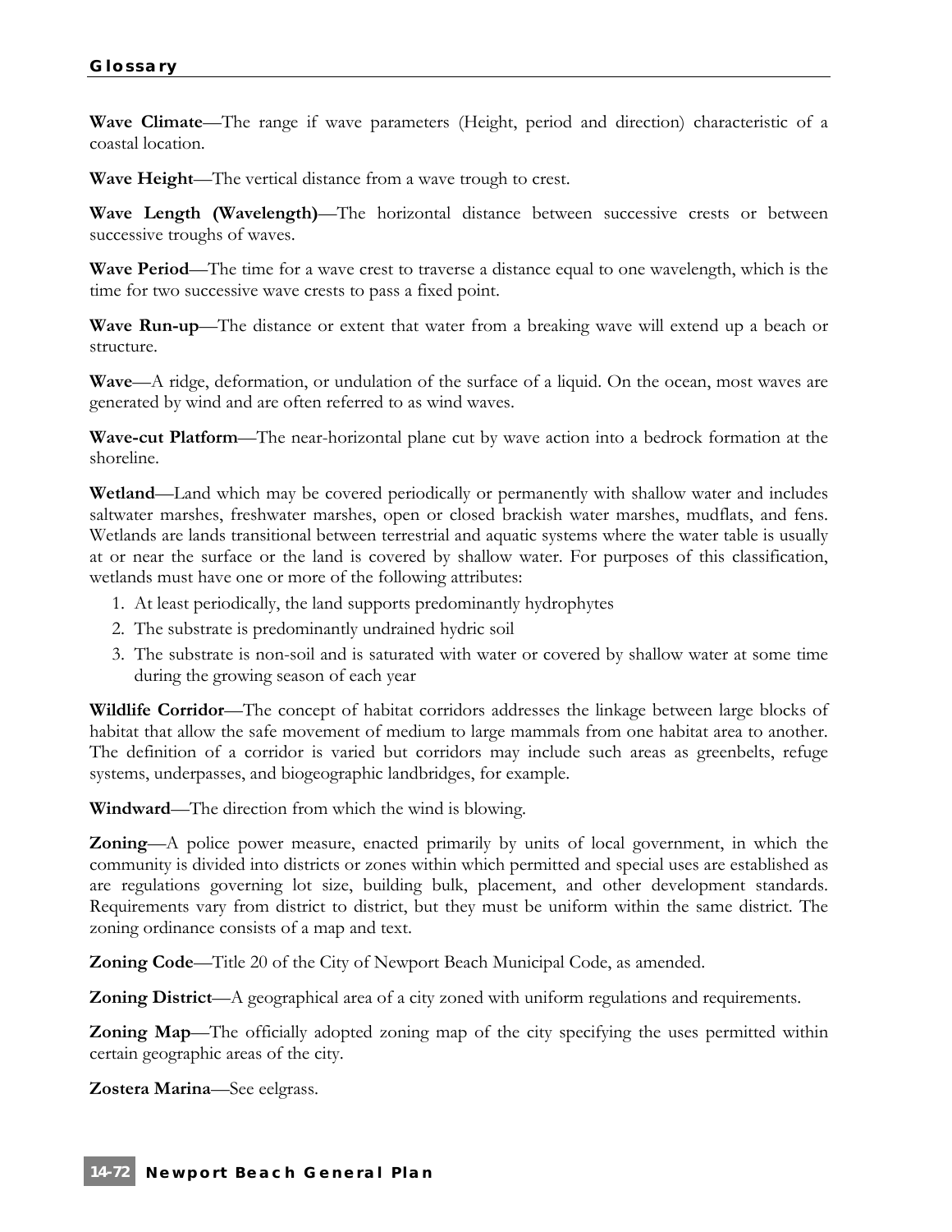**Wave Climate**—The range if wave parameters (Height, period and direction) characteristic of a coastal location.

**Wave Height**—The vertical distance from a wave trough to crest.

**Wave Length (Wavelength)**—The horizontal distance between successive crests or between successive troughs of waves.

**Wave Period**—The time for a wave crest to traverse a distance equal to one wavelength, which is the time for two successive wave crests to pass a fixed point.

**Wave Run-up**—The distance or extent that water from a breaking wave will extend up a beach or structure.

**Wave**—A ridge, deformation, or undulation of the surface of a liquid. On the ocean, most waves are generated by wind and are often referred to as wind waves.

**Wave-cut Platform**—The near-horizontal plane cut by wave action into a bedrock formation at the shoreline.

**Wetland**—Land which may be covered periodically or permanently with shallow water and includes saltwater marshes, freshwater marshes, open or closed brackish water marshes, mudflats, and fens. Wetlands are lands transitional between terrestrial and aquatic systems where the water table is usually at or near the surface or the land is covered by shallow water. For purposes of this classification, wetlands must have one or more of the following attributes:

1. At least periodically, the land supports predominantly hydrophytes
2. The substrate is predominantly undrained hydric soil
3. The substrate is non-soil and is saturated with water or covered by shallow water at some time during the growing season of each year

**Wildlife Corridor**—The concept of habitat corridors addresses the linkage between large blocks of habitat that allow the safe movement of medium to large mammals from one habitat area to another. The definition of a corridor is varied but corridors may include such areas as greenbelts, refuge systems, underpasses, and biogeographic landbridges, for example.

**Windward**—The direction from which the wind is blowing.

**Zoning**—A police power measure, enacted primarily by units of local government, in which the community is divided into districts or zones within which permitted and special uses are established as are regulations governing lot size, building bulk, placement, and other development standards. Requirements vary from district to district, but they must be uniform within the same district. The zoning ordinance consists of a map and text.

**Zoning Code**—Title 20 of the City of Newport Beach Municipal Code, as amended.

**Zoning District**—A geographical area of a city zoned with uniform regulations and requirements.

**Zoning Map**—The officially adopted zoning map of the city specifying the uses permitted within certain geographic areas of the city.

**Zostera Marina**—See eelgrass.